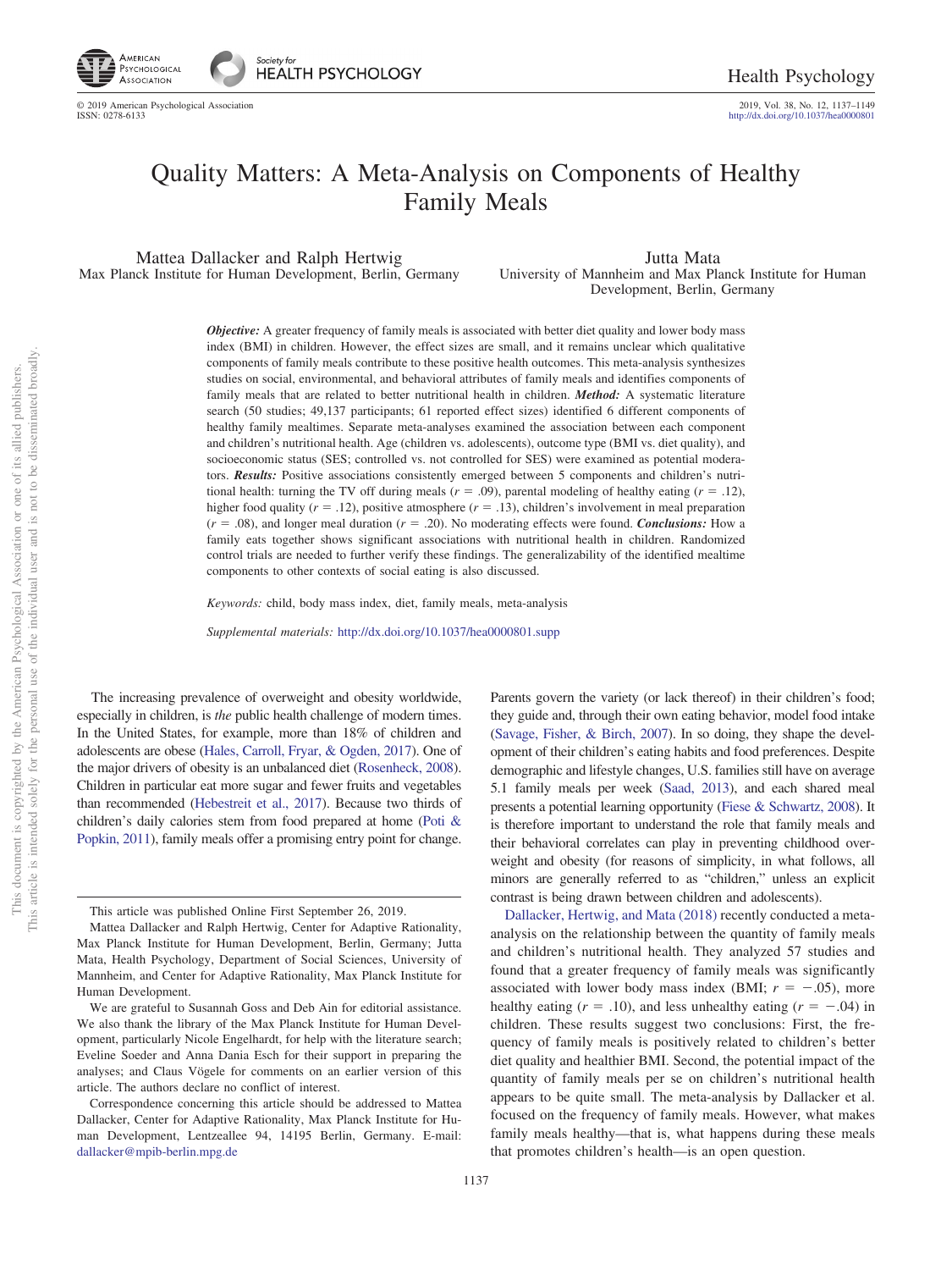# Quality Matters: A Meta-Analysis on Components of Healthy Family Meals

Mattea Dallacker and Ralph Hertwig
Max Planck Institute for Human Development, Berlin, Germany

Jutta Mata
University of Mannheim and Max Planck Institute for Human Development, Berlin, Germany

***Objective:*** A greater frequency of family meals is associated with better diet quality and lower body mass index (BMI) in children. However, the effect sizes are small, and it remains unclear which qualitative components of family meals contribute to these positive health outcomes. This meta-analysis synthesizes studies on social, environmental, and behavioral attributes of family meals and identifies components of family meals that are related to better nutritional health in children. ***Method:*** A systematic literature search (50 studies; 49,137 participants; 61 reported effect sizes) identified 6 different components of healthy family mealtimes. Separate meta-analyses examined the association between each component and children's nutritional health. Age (children vs. adolescents), outcome type (BMI vs. diet quality), and socioeconomic status (SES; controlled vs. not controlled for SES) were examined as potential moderators. ***Results:*** Positive associations consistently emerged between 5 components and children's nutritional health: turning the TV off during meals ($r$ = .09), parental modeling of healthy eating ($r$ = .12), higher food quality ($r$ = .12), positive atmosphere ($r$ = .13), children's involvement in meal preparation ($r$ = .08), and longer meal duration ($r$ = .20). No moderating effects were found. ***Conclusions:*** How a family eats together shows significant associations with nutritional health in children. Randomized control trials are needed to further verify these findings. The generalizability of the identified mealtime components to other contexts of social eating is also discussed.

*Keywords:* child, body mass index, diet, family meals, meta-analysis

*Supplemental materials:* http://dx.doi.org/10.1037/hea0000801.supp

The increasing prevalence of overweight and obesity worldwide, especially in children, is *the* public health challenge of modern times. In the United States, for example, more than 18% of children and adolescents are obese (Hales, Carroll, Fryar, & Ogden, 2017). One of the major drivers of obesity is an unbalanced diet (Rosenheck, 2008). Children in particular eat more sugar and fewer fruits and vegetables than recommended (Hebestreit et al., 2017). Because two thirds of children's daily calories stem from food prepared at home (Poti & Popkin, 2011), family meals offer a promising entry point for change. Parents govern the variety (or lack thereof) in their children's food; they guide and, through their own eating behavior, model food intake (Savage, Fisher, & Birch, 2007). In so doing, they shape the development of their children's eating habits and food preferences. Despite demographic and lifestyle changes, U.S. families still have on average 5.1 family meals per week (Saad, 2013), and each shared meal presents a potential learning opportunity (Fiese & Schwartz, 2008). It is therefore important to understand the role that family meals and their behavioral correlates can play in preventing childhood overweight and obesity (for reasons of simplicity, in what follows, all minors are generally referred to as "children," unless an explicit contrast is being drawn between children and adolescents).

Dallacker, Hertwig, and Mata (2018) recently conducted a meta-analysis on the relationship between the quantity of family meals and children's nutritional health. They analyzed 57 studies and found that a greater frequency of family meals was significantly associated with lower body mass index (BMI; $r$ = −.05), more healthy eating ($r$ = .10), and less unhealthy eating ($r$ = −.04) in children. These results suggest two conclusions: First, the frequency of family meals is positively related to children's better diet quality and healthier BMI. Second, the potential impact of the quantity of family meals per se on children's nutritional health appears to be quite small. The meta-analysis by Dallacker et al. focused on the frequency of family meals. However, what makes family meals healthy—that is, what happens during these meals that promotes children's health—is an open question.

---

This article was published Online First September 26, 2019.

Mattea Dallacker and Ralph Hertwig, Center for Adaptive Rationality, Max Planck Institute for Human Development, Berlin, Germany; Jutta Mata, Health Psychology, Department of Social Sciences, University of Mannheim, and Center for Adaptive Rationality, Max Planck Institute for Human Development.

We are grateful to Susannah Goss and Deb Ain for editorial assistance. We also thank the library of the Max Planck Institute for Human Development, particularly Nicole Engelhardt, for help with the literature search; Eveline Soeder and Anna Dania Esch for their support in preparing the analyses; and Claus Vögele for comments on an earlier version of this article. The authors declare no conflict of interest.

Correspondence concerning this article should be addressed to Mattea Dallacker, Center for Adaptive Rationality, Max Planck Institute for Human Development, Lentzeallee 94, 14195 Berlin, Germany. E-mail: dallacker@mpib-berlin.mpg.de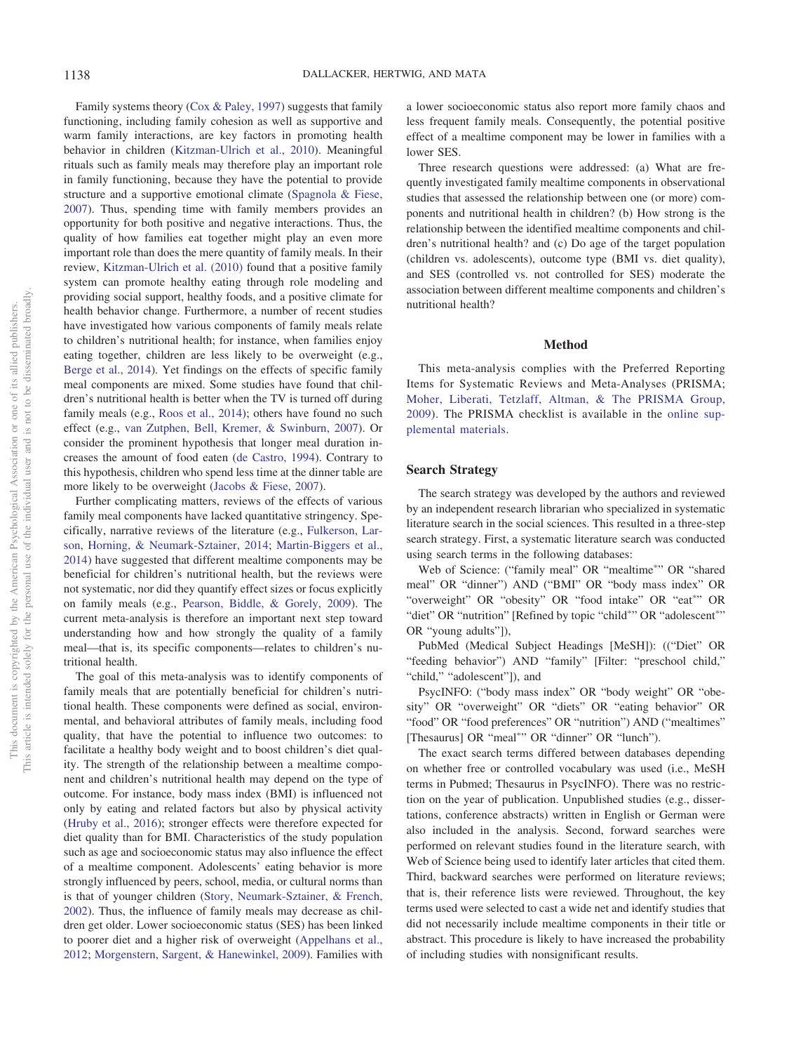Family systems theory (Cox & Paley, 1997) suggests that family functioning, including family cohesion as well as supportive and warm family interactions, are key factors in promoting health behavior in children (Kitzman-Ulrich et al., 2010). Meaningful rituals such as family meals may therefore play an important role in family functioning, because they have the potential to provide structure and a supportive emotional climate (Spagnola & Fiese, 2007). Thus, spending time with family members provides an opportunity for both positive and negative interactions. Thus, the quality of how families eat together might play an even more important role than does the mere quantity of family meals. In their review, Kitzman-Ulrich et al. (2010) found that a positive family system can promote healthy eating through role modeling and providing social support, healthy foods, and a positive climate for health behavior change. Furthermore, a number of recent studies have investigated how various components of family meals relate to children's nutritional health; for instance, when families enjoy eating together, children are less likely to be overweight (e.g., Berge et al., 2014). Yet findings on the effects of specific family meal components are mixed. Some studies have found that children's nutritional health is better when the TV is turned off during family meals (e.g., Roos et al., 2014); others have found no such effect (e.g., van Zutphen, Bell, Kremer, & Swinburn, 2007). Or consider the prominent hypothesis that longer meal duration increases the amount of food eaten (de Castro, 1994). Contrary to this hypothesis, children who spend less time at the dinner table are more likely to be overweight (Jacobs & Fiese, 2007).

Further complicating matters, reviews of the effects of various family meal components have lacked quantitative stringency. Specifically, narrative reviews of the literature (e.g., Fulkerson, Larson, Horning, & Neumark-Sztainer, 2014; Martin-Biggers et al., 2014) have suggested that different mealtime components may be beneficial for children's nutritional health, but the reviews were not systematic, nor did they quantify effect sizes or focus explicitly on family meals (e.g., Pearson, Biddle, & Gorely, 2009). The current meta-analysis is therefore an important next step toward understanding how and how strongly the quality of a family meal—that is, its specific components—relates to children's nutritional health.

The goal of this meta-analysis was to identify components of family meals that are potentially beneficial for children's nutritional health. These components were defined as social, environmental, and behavioral attributes of family meals, including food quality, that have the potential to influence two outcomes: to facilitate a healthy body weight and to boost children's diet quality. The strength of the relationship between a mealtime component and children's nutritional health may depend on the type of outcome. For instance, body mass index (BMI) is influenced not only by eating and related factors but also by physical activity (Hruby et al., 2016); stronger effects were therefore expected for diet quality than for BMI. Characteristics of the study population such as age and socioeconomic status may also influence the effect of a mealtime component. Adolescents' eating behavior is more strongly influenced by peers, school, media, or cultural norms than is that of younger children (Story, Neumark-Sztainer, & French, 2002). Thus, the influence of family meals may decrease as children get older. Lower socioeconomic status (SES) has been linked to poorer diet and a higher risk of overweight (Appelhans et al., 2012; Morgenstern, Sargent, & Hanewinkel, 2009). Families with a lower socioeconomic status also report more family chaos and less frequent family meals. Consequently, the potential positive effect of a mealtime component may be lower in families with a lower SES.

Three research questions were addressed: (a) What are frequently investigated family mealtime components in observational studies that assessed the relationship between one (or more) components and nutritional health in children? (b) How strong is the relationship between the identified mealtime components and children's nutritional health? and (c) Do age of the target population (children vs. adolescents), outcome type (BMI vs. diet quality), and SES (controlled vs. not controlled for SES) moderate the association between different mealtime components and children's nutritional health?

## Method

This meta-analysis complies with the Preferred Reporting Items for Systematic Reviews and Meta-Analyses (PRISMA; Moher, Liberati, Tetzlaff, Altman, & The PRISMA Group, 2009). The PRISMA checklist is available in the online supplemental materials.

### Search Strategy

The search strategy was developed by the authors and reviewed by an independent research librarian who specialized in systematic literature search in the social sciences. This resulted in a three-step search strategy. First, a systematic literature search was conducted using search terms in the following databases:

Web of Science: ("family meal" OR "mealtime*" OR "shared meal" OR "dinner") AND ("BMI" OR "body mass index" OR "overweight" OR "obesity" OR "food intake" OR "eat*" OR "diet" OR "nutrition" [Refined by topic "child*" OR "adolescent*" OR "young adults"]),

PubMed (Medical Subject Headings [MeSH]): (("Diet" OR "feeding behavior") AND "family" [Filter: "preschool child," "child," "adolescent"]), and

PsycINFO: ("body mass index" OR "body weight" OR "obesity" OR "overweight" OR "diets" OR "eating behavior" OR "food" OR "food preferences" OR "nutrition") AND ("mealtimes" [Thesaurus] OR "meal*" OR "dinner" OR "lunch").

The exact search terms differed between databases depending on whether free or controlled vocabulary was used (i.e., MeSH terms in Pubmed; Thesaurus in PsycINFO). There was no restriction on the year of publication. Unpublished studies (e.g., dissertations, conference abstracts) written in English or German were also included in the analysis. Second, forward searches were performed on relevant studies found in the literature search, with Web of Science being used to identify later articles that cited them. Third, backward searches were performed on literature reviews; that is, their reference lists were reviewed. Throughout, the key terms used were selected to cast a wide net and identify studies that did not necessarily include mealtime components in their title or abstract. This procedure is likely to have increased the probability of including studies with nonsignificant results.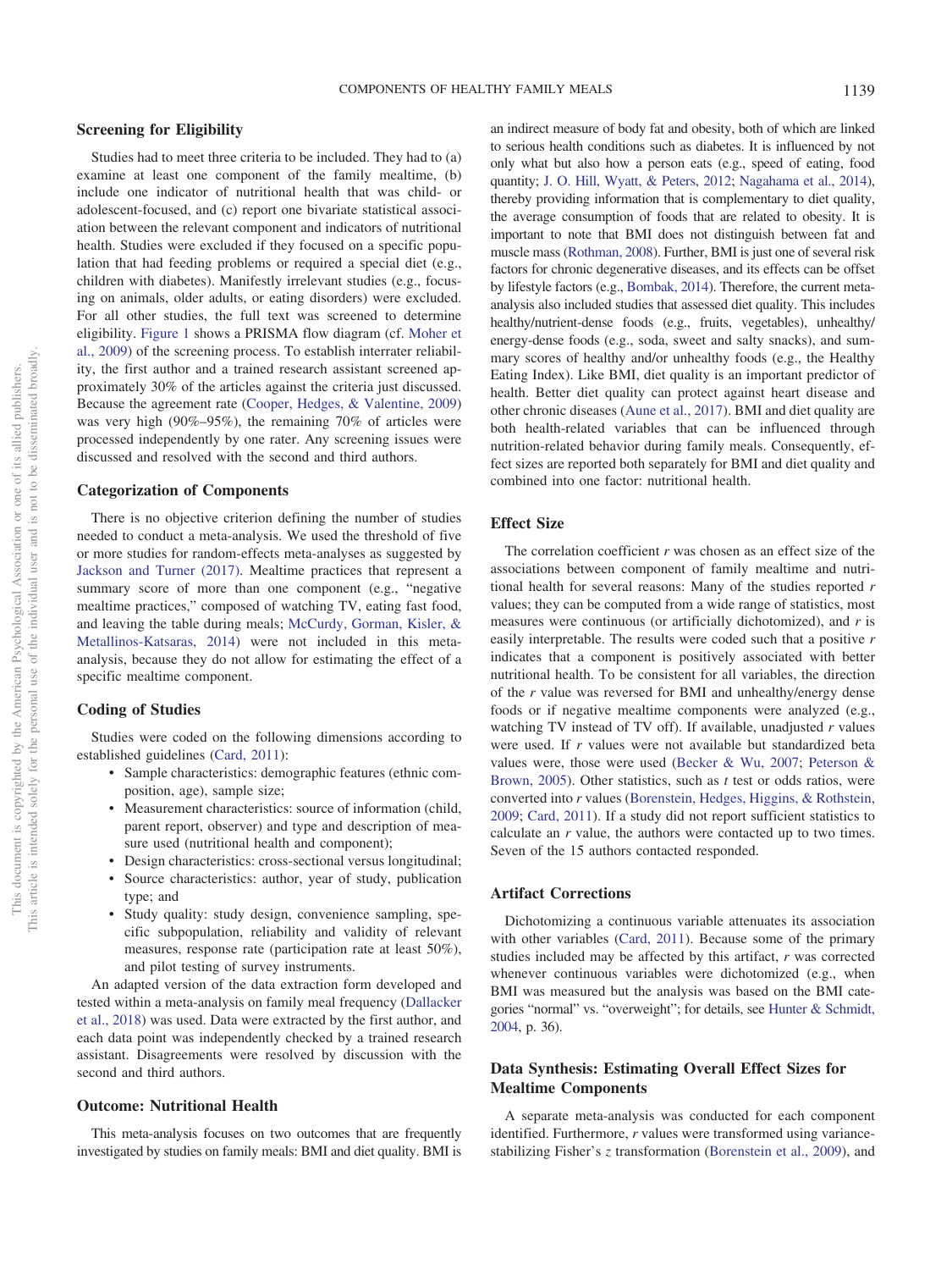## Screening for Eligibility

Studies had to meet three criteria to be included. They had to (a) examine at least one component of the family mealtime, (b) include one indicator of nutritional health that was child- or adolescent-focused, and (c) report one bivariate statistical association between the relevant component and indicators of nutritional health. Studies were excluded if they focused on a specific population that had feeding problems or required a special diet (e.g., children with diabetes). Manifestly irrelevant studies (e.g., focusing on animals, older adults, or eating disorders) were excluded. For all other studies, the full text was screened to determine eligibility. Figure 1 shows a PRISMA flow diagram (cf. Moher et al., 2009) of the screening process. To establish interrater reliability, the first author and a trained research assistant screened approximately 30% of the articles against the criteria just discussed. Because the agreement rate (Cooper, Hedges, & Valentine, 2009) was very high (90%–95%), the remaining 70% of articles were processed independently by one rater. Any screening issues were discussed and resolved with the second and third authors.

## Categorization of Components

There is no objective criterion defining the number of studies needed to conduct a meta-analysis. We used the threshold of five or more studies for random-effects meta-analyses as suggested by Jackson and Turner (2017). Mealtime practices that represent a summary score of more than one component (e.g., "negative mealtime practices," composed of watching TV, eating fast food, and leaving the table during meals; McCurdy, Gorman, Kisler, & Metallinos-Katsaras, 2014) were not included in this meta-analysis, because they do not allow for estimating the effect of a specific mealtime component.

## Coding of Studies

Studies were coded on the following dimensions according to established guidelines (Card, 2011):

- Sample characteristics: demographic features (ethnic composition, age), sample size;
- Measurement characteristics: source of information (child, parent report, observer) and type and description of measure used (nutritional health and component);
- Design characteristics: cross-sectional versus longitudinal;
- Source characteristics: author, year of study, publication type; and
- Study quality: study design, convenience sampling, specific subpopulation, reliability and validity of relevant measures, response rate (participation rate at least 50%), and pilot testing of survey instruments.

An adapted version of the data extraction form developed and tested within a meta-analysis on family meal frequency (Dallacker et al., 2018) was used. Data were extracted by the first author, and each data point was independently checked by a trained research assistant. Disagreements were resolved by discussion with the second and third authors.

## Outcome: Nutritional Health

This meta-analysis focuses on two outcomes that are frequently investigated by studies on family meals: BMI and diet quality. BMI is an indirect measure of body fat and obesity, both of which are linked to serious health conditions such as diabetes. It is influenced by not only what but also how a person eats (e.g., speed of eating, food quantity; J. O. Hill, Wyatt, & Peters, 2012; Nagahama et al., 2014), thereby providing information that is complementary to diet quality, the average consumption of foods that are related to obesity. It is important to note that BMI does not distinguish between fat and muscle mass (Rothman, 2008). Further, BMI is just one of several risk factors for chronic degenerative diseases, and its effects can be offset by lifestyle factors (e.g., Bombak, 2014). Therefore, the current meta-analysis also included studies that assessed diet quality. This includes healthy/nutrient-dense foods (e.g., fruits, vegetables), unhealthy/energy-dense foods (e.g., soda, sweet and salty snacks), and summary scores of healthy and/or unhealthy foods (e.g., the Healthy Eating Index). Like BMI, diet quality is an important predictor of health. Better diet quality can protect against heart disease and other chronic diseases (Aune et al., 2017). BMI and diet quality are both health-related variables that can be influenced through nutrition-related behavior during family meals. Consequently, effect sizes are reported both separately for BMI and diet quality and combined into one factor: nutritional health.

## Effect Size

The correlation coefficient $r$ was chosen as an effect size of the associations between component of family mealtime and nutritional health for several reasons: Many of the studies reported $r$ values; they can be computed from a wide range of statistics, most measures were continuous (or artificially dichotomized), and $r$ is easily interpretable. The results were coded such that a positive $r$ indicates that a component is positively associated with better nutritional health. To be consistent for all variables, the direction of the $r$ value was reversed for BMI and unhealthy/energy dense foods or if negative mealtime components were analyzed (e.g., watching TV instead of TV off). If available, unadjusted $r$ values were used. If $r$ values were not available but standardized beta values were, those were used (Becker & Wu, 2007; Peterson & Brown, 2005). Other statistics, such as $t$ test or odds ratios, were converted into $r$ values (Borenstein, Hedges, Higgins, & Rothstein, 2009; Card, 2011). If a study did not report sufficient statistics to calculate an $r$ value, the authors were contacted up to two times. Seven of the 15 authors contacted responded.

## Artifact Corrections

Dichotomizing a continuous variable attenuates its association with other variables (Card, 2011). Because some of the primary studies included may be affected by this artifact, $r$ was corrected whenever continuous variables were dichotomized (e.g., when BMI was measured but the analysis was based on the BMI categories "normal" vs. "overweight"; for details, see Hunter & Schmidt, 2004, p. 36).

## Data Synthesis: Estimating Overall Effect Sizes for Mealtime Components

A separate meta-analysis was conducted for each component identified. Furthermore, $r$ values were transformed using variance-stabilizing Fisher's $z$ transformation (Borenstein et al., 2009), and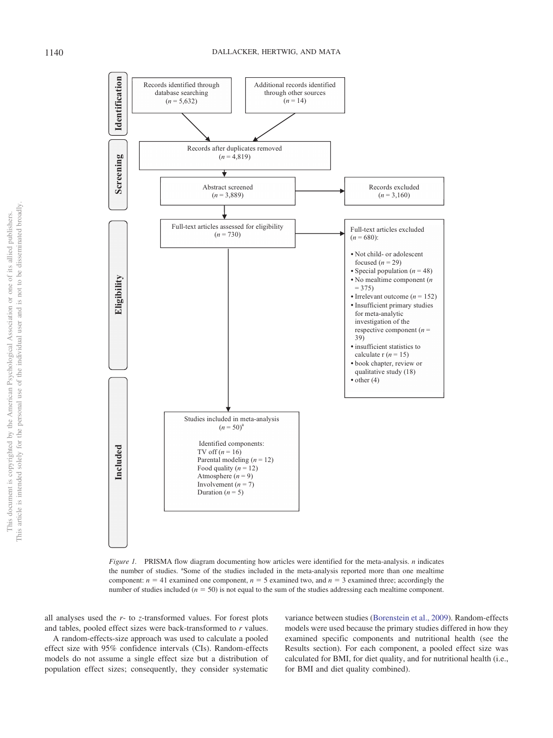Identification

Records identified through database searching
($n$ = 5,632)

Additional records identified through other sources
($n$ = 14)

Screening

Records after duplicates removed
($n$ = 4,819)

Abstract screened
($n$ = 3,889)

Records excluded
($n$ = 3,160)

Eligibility

Full-text articles assessed for eligibility
($n$ = 730)

Full-text articles excluded
($n$ = 680):

- Not child- or adolescent focused ($n$ = 29)
- Special population ($n$ = 48)
- No mealtime component ($n$ = 375)
- Irrelevant outcome ($n$ = 152)
- Insufficient primary studies for meta-analytic investigation of the respective component ($n$ = 39)
- insufficient statistics to calculate r ($n$ = 15)
- book chapter, review or qualitative study (18)
- other (4)

Included

Studies included in meta-analysis
($n$ = 50)[a]

Identified components:
TV off ($n$ = 16)
Parental modeling ($n$ = 12)
Food quality ($n$ = 12)
Atmosphere ($n$ = 9)
Involvement ($n$ = 7)
Duration ($n$ = 5)

*Figure 1.* PRISMA flow diagram documenting how articles were identified for the meta-analysis. *n* indicates the number of studies. [a]Some of the studies included in the meta-analysis reported more than one mealtime component: $n$ = 41 examined one component, $n$ = 5 examined two, and $n$ = 3 examined three; accordingly the number of studies included ($n$ = 50) is not equal to the sum of the studies addressing each mealtime component.

all analyses used the *r*- to *z*-transformed values. For forest plots and tables, pooled effect sizes were back-transformed to *r* values.

A random-effects-size approach was used to calculate a pooled effect size with 95% confidence intervals (CIs). Random-effects models do not assume a single effect size but a distribution of population effect sizes; consequently, they consider systematic variance between studies (Borenstein et al., 2009). Random-effects models were used because the primary studies differed in how they examined specific components and nutritional health (see the Results section). For each component, a pooled effect size was calculated for BMI, for diet quality, and for nutritional health (i.e., for BMI and diet quality combined).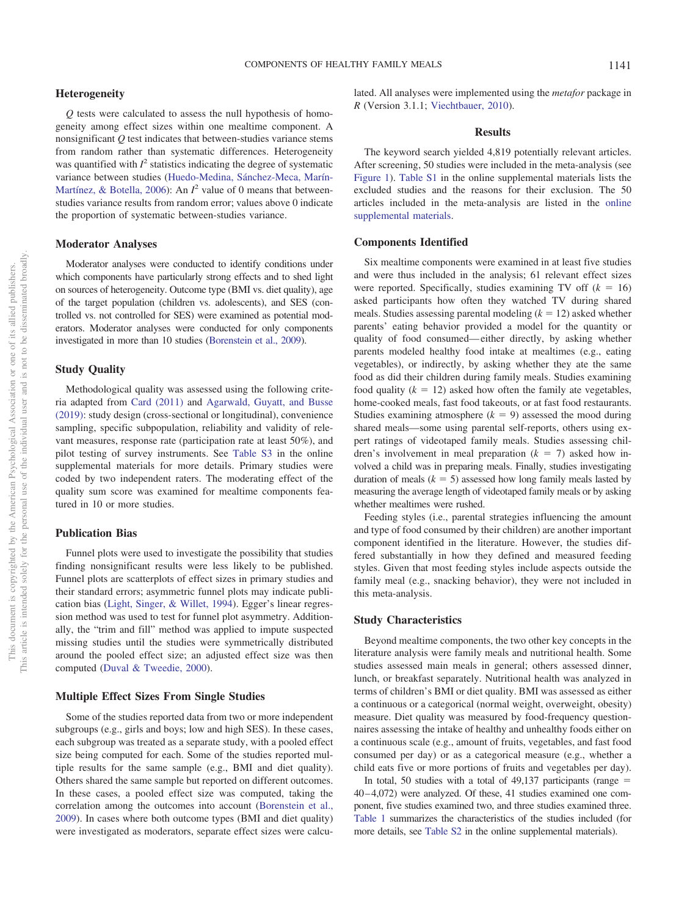## Heterogeneity

*Q* tests were calculated to assess the null hypothesis of homogeneity among effect sizes within one mealtime component. A nonsignificant *Q* test indicates that between-studies variance stems from random rather than systematic differences. Heterogeneity was quantified with $I^2$ statistics indicating the degree of systematic variance between studies (Huedo-Medina, Sánchez-Meca, Marín-Martínez, & Botella, 2006): An $I^2$ value of 0 means that between-studies variance results from random error; values above 0 indicate the proportion of systematic between-studies variance.

## Moderator Analyses

Moderator analyses were conducted to identify conditions under which components have particularly strong effects and to shed light on sources of heterogeneity. Outcome type (BMI vs. diet quality), age of the target population (children vs. adolescents), and SES (controlled vs. not controlled for SES) were examined as potential moderators. Moderator analyses were conducted for only components investigated in more than 10 studies (Borenstein et al., 2009).

## Study Quality

Methodological quality was assessed using the following criteria adapted from Card (2011) and Agarwald, Guyatt, and Busse (2019): study design (cross-sectional or longitudinal), convenience sampling, specific subpopulation, reliability and validity of relevant measures, response rate (participation rate at least 50%), and pilot testing of survey instruments. See Table S3 in the online supplemental materials for more details. Primary studies were coded by two independent raters. The moderating effect of the quality sum score was examined for mealtime components featured in 10 or more studies.

## Publication Bias

Funnel plots were used to investigate the possibility that studies finding nonsignificant results were less likely to be published. Funnel plots are scatterplots of effect sizes in primary studies and their standard errors; asymmetric funnel plots may indicate publication bias (Light, Singer, & Willet, 1994). Egger's linear regression method was used to test for funnel plot asymmetry. Additionally, the "trim and fill" method was applied to impute suspected missing studies until the studies were symmetrically distributed around the pooled effect size; an adjusted effect size was then computed (Duval & Tweedie, 2000).

## Multiple Effect Sizes From Single Studies

Some of the studies reported data from two or more independent subgroups (e.g., girls and boys; low and high SES). In these cases, each subgroup was treated as a separate study, with a pooled effect size being computed for each. Some of the studies reported multiple results for the same sample (e.g., BMI and diet quality). Others shared the same sample but reported on different outcomes. In these cases, a pooled effect size was computed, taking the correlation among the outcomes into account (Borenstein et al., 2009). In cases where both outcome types (BMI and diet quality) were investigated as moderators, separate effect sizes were calculated. All analyses were implemented using the *metafor* package in *R* (Version 3.1.1; Viechtbauer, 2010).

# Results

The keyword search yielded 4,819 potentially relevant articles. After screening, 50 studies were included in the meta-analysis (see Figure 1). Table S1 in the online supplemental materials lists the excluded studies and the reasons for their exclusion. The 50 articles included in the meta-analysis are listed in the online supplemental materials.

## Components Identified

Six mealtime components were examined in at least five studies and were thus included in the analysis; 61 relevant effect sizes were reported. Specifically, studies examining TV off ($k = 16$) asked participants how often they watched TV during shared meals. Studies assessing parental modeling ($k = 12$) asked whether parents' eating behavior provided a model for the quantity or quality of food consumed—either directly, by asking whether parents modeled healthy food intake at mealtimes (e.g., eating vegetables), or indirectly, by asking whether they ate the same food as did their children during family meals. Studies examining food quality ($k = 12$) asked how often the family ate vegetables, home-cooked meals, fast food takeouts, or at fast food restaurants. Studies examining atmosphere ($k = 9$) assessed the mood during shared meals—some using parental self-reports, others using expert ratings of videotaped family meals. Studies assessing children's involvement in meal preparation ($k = 7$) asked how involved a child was in preparing meals. Finally, studies investigating duration of meals ($k = 5$) assessed how long family meals lasted by measuring the average length of videotaped family meals or by asking whether mealtimes were rushed.

Feeding styles (i.e., parental strategies influencing the amount and type of food consumed by their children) are another important component identified in the literature. However, the studies differed substantially in how they defined and measured feeding styles. Given that most feeding styles include aspects outside the family meal (e.g., snacking behavior), they were not included in this meta-analysis.

## Study Characteristics

Beyond mealtime components, the two other key concepts in the literature analysis were family meals and nutritional health. Some studies assessed main meals in general; others assessed dinner, lunch, or breakfast separately. Nutritional health was analyzed in terms of children's BMI or diet quality. BMI was assessed as either a continuous or a categorical (normal weight, overweight, obesity) measure. Diet quality was measured by food-frequency questionnaires assessing the intake of healthy and unhealthy foods either on a continuous scale (e.g., amount of fruits, vegetables, and fast food consumed per day) or as a categorical measure (e.g., whether a child eats five or more portions of fruits and vegetables per day).

In total, 50 studies with a total of 49,137 participants (range = 40–4,072) were analyzed. Of these, 41 studies examined one component, five studies examined two, and three studies examined three. Table 1 summarizes the characteristics of the studies included (for more details, see Table S2 in the online supplemental materials).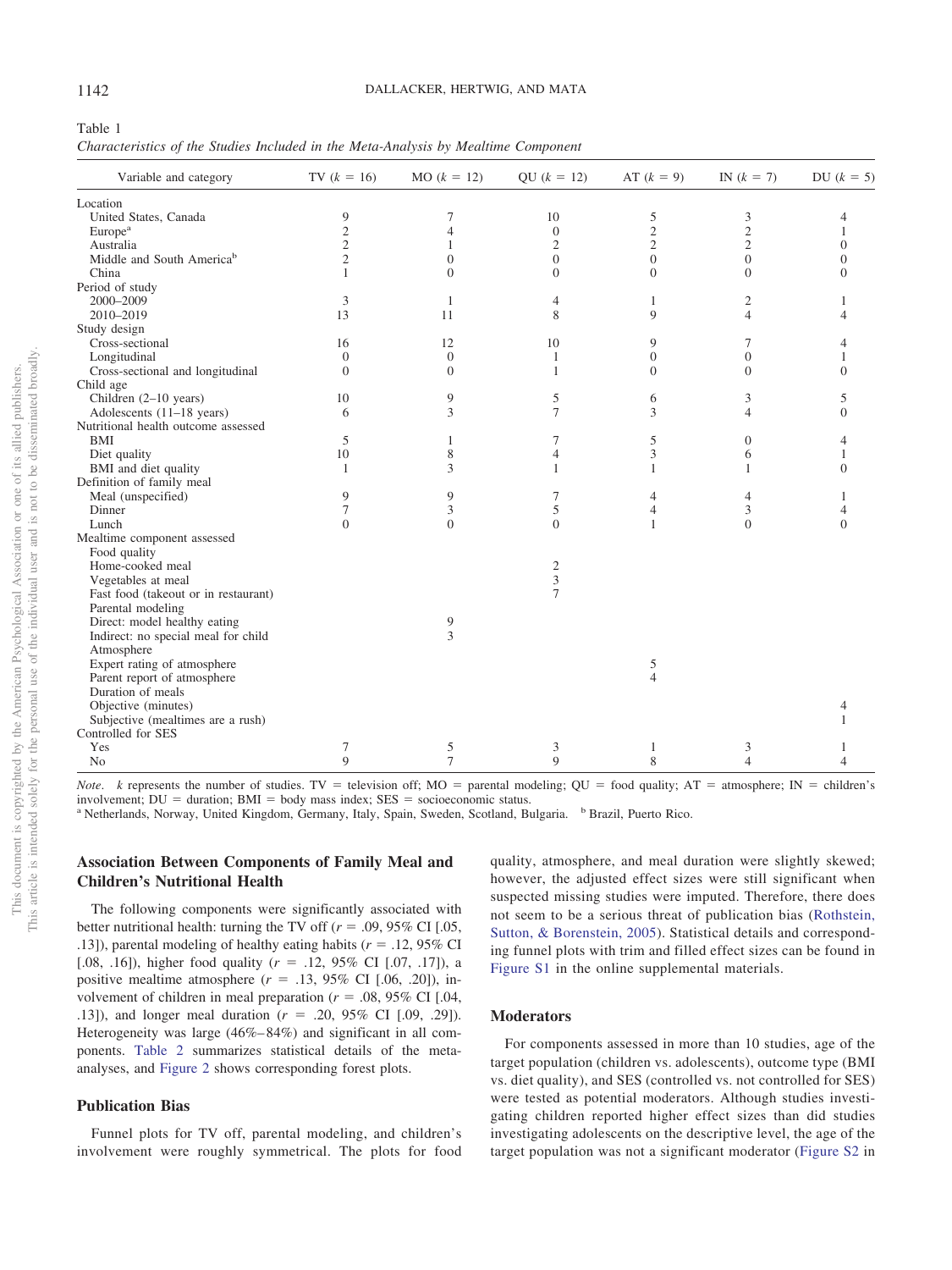Table 1

*Characteristics of the Studies Included in the Meta-Analysis by Mealtime Component*

| Variable and category | TV ($k$ = 16) | MO ($k$ = 12) | QU ($k$ = 12) | AT ($k$ = 9) | IN ($k$ = 7) | DU ($k$ = 5) |
|---|---|---|---|---|---|---|
| Location | | | | | | |
| United States, Canada | 9 | 7 | 10 | 5 | 3 | 4 |
| Europe[a] | 2 | 4 | 0 | 2 | 2 | 1 |
| Australia | 2 | 1 | 2 | 2 | 2 | 0 |
| Middle and South America[b] | 2 | 0 | 0 | 0 | 0 | 0 |
| China | 1 | 0 | 0 | 0 | 0 | 0 |
| Period of study | | | | | | |
| 2000–2009 | 3 | 1 | 4 | 1 | 2 | 1 |
| 2010–2019 | 13 | 11 | 8 | 9 | 4 | 4 |
| Study design | | | | | | |
| Cross-sectional | 16 | 12 | 10 | 9 | 7 | 4 |
| Longitudinal | 0 | 0 | 1 | 0 | 0 | 1 |
| Cross-sectional and longitudinal | 0 | 0 | 1 | 0 | 0 | 0 |
| Child age | | | | | | |
| Children (2–10 years) | 10 | 9 | 5 | 6 | 3 | 5 |
| Adolescents (11–18 years) | 6 | 3 | 7 | 3 | 4 | 0 |
| Nutritional health outcome assessed | | | | | | |
| BMI | 5 | 1 | 7 | 5 | 0 | 4 |
| Diet quality | 10 | 8 | 4 | 3 | 6 | 1 |
| BMI and diet quality | 1 | 3 | 1 | 1 | 1 | 0 |
| Definition of family meal | | | | | | |
| Meal (unspecified) | 9 | 9 | 7 | 4 | 4 | 1 |
| Dinner | 7 | 3 | 5 | 4 | 3 | 4 |
| Lunch | 0 | 0 | 0 | 1 | 0 | 0 |
| Mealtime component assessed | | | | | | |
| Food quality | | | | | | |
| Home-cooked meal | | | 2 | | | |
| Vegetables at meal | | | 3 | | | |
| Fast food (takeout or in restaurant) | | | 7 | | | |
| Parental modeling | | | | | | |
| Direct: model healthy eating | | 9 | | | | |
| Indirect: no special meal for child | | 3 | | | | |
| Atmosphere | | | | | | |
| Expert rating of atmosphere | | | | 5 | | |
| Parent report of atmosphere | | | | 4 | | |
| Duration of meals | | | | | | |
| Objective (minutes) | | | | | | 4 |
| Subjective (mealtimes are a rush) | | | | | | 1 |
| Controlled for SES | | | | | | |
| Yes | 7 | 5 | 3 | 1 | 3 | 1 |
| No | 9 | 7 | 9 | 8 | 4 | 4 |

*Note*. $k$ represents the number of studies. TV = television off; MO = parental modeling; QU = food quality; AT = atmosphere; IN = children's involvement; DU = duration; BMI = body mass index; SES = socioeconomic status.
[a] Netherlands, Norway, United Kingdom, Germany, Italy, Spain, Sweden, Scotland, Bulgaria. [b] Brazil, Puerto Rico.

## Association Between Components of Family Meal and Children's Nutritional Health

The following components were significantly associated with better nutritional health: turning the TV off ($r$ = .09, 95% CI [.05, .13]), parental modeling of healthy eating habits ($r$ = .12, 95% CI [.08, .16]), higher food quality ($r$ = .12, 95% CI [.07, .17]), a positive mealtime atmosphere ($r$ = .13, 95% CI [.06, .20]), involvement of children in meal preparation ($r$ = .08, 95% CI [.04, .13]), and longer meal duration ($r$ = .20, 95% CI [.09, .29]). Heterogeneity was large (46%–84%) and significant in all components. Table 2 summarizes statistical details of the meta-analyses, and Figure 2 shows corresponding forest plots.

## Publication Bias

Funnel plots for TV off, parental modeling, and children's involvement were roughly symmetrical. The plots for food quality, atmosphere, and meal duration were slightly skewed; however, the adjusted effect sizes were still significant when suspected missing studies were imputed. Therefore, there does not seem to be a serious threat of publication bias (Rothstein, Sutton, & Borenstein, 2005). Statistical details and corresponding funnel plots with trim and filled effect sizes can be found in Figure S1 in the online supplemental materials.

## Moderators

For components assessed in more than 10 studies, age of the target population (children vs. adolescents), outcome type (BMI vs. diet quality), and SES (controlled vs. not controlled for SES) were tested as potential moderators. Although studies investigating children reported higher effect sizes than did studies investigating adolescents on the descriptive level, the age of the target population was not a significant moderator (Figure S2 in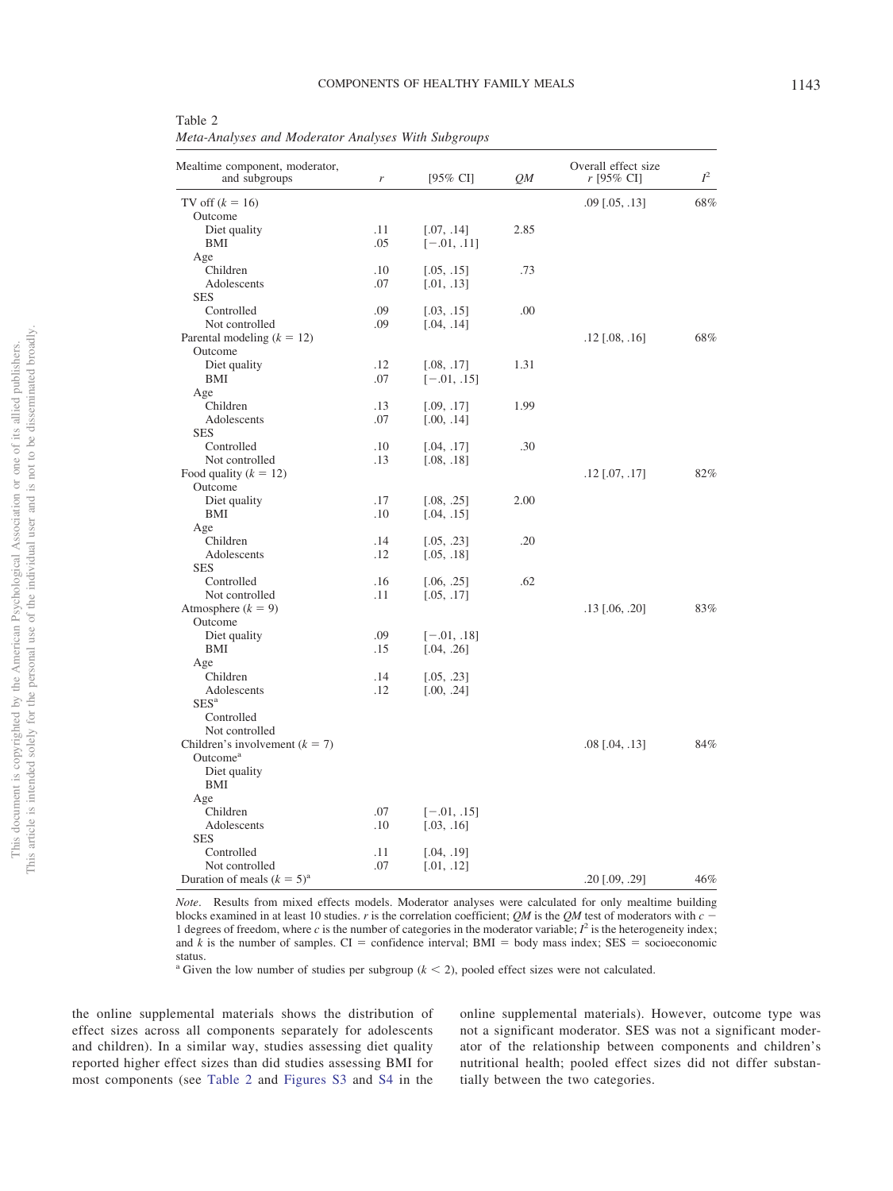Table 2
*Meta-Analyses and Moderator Analyses With Subgroups*

| Mealtime component, moderator, and subgroups | $r$ | [95% CI] | $QM$ | Overall effect size $r$ [95% CI] | $I^2$ |
|---|---|---|---|---|---|
| TV off ($k = 16$) | | | | .09 [.05, .13] | 68% |
| Outcome | | | | | |
| Diet quality | .11 | [.07, .14] | 2.85 | | |
| BMI | .05 | [−.01, .11] | | | |
| Age | | | | | |
| Children | .10 | [.05, .15] | .73 | | |
| Adolescents | .07 | [.01, .13] | | | |
| SES | | | | | |
| Controlled | .09 | [.03, .15] | .00 | | |
| Not controlled | .09 | [.04, .14] | | | |
| Parental modeling ($k = 12$) | | | | .12 [.08, .16] | 68% |
| Outcome | | | | | |
| Diet quality | .12 | [.08, .17] | 1.31 | | |
| BMI | .07 | [−.01, .15] | | | |
| Age | | | | | |
| Children | .13 | [.09, .17] | 1.99 | | |
| Adolescents | .07 | [.00, .14] | | | |
| SES | | | | | |
| Controlled | .10 | [.04, .17] | .30 | | |
| Not controlled | .13 | [.08, .18] | | | |
| Food quality ($k = 12$) | | | | .12 [.07, .17] | 82% |
| Outcome | | | | | |
| Diet quality | .17 | [.08, .25] | 2.00 | | |
| BMI | .10 | [.04, .15] | | | |
| Age | | | | | |
| Children | .14 | [.05, .23] | .20 | | |
| Adolescents | .12 | [.05, .18] | | | |
| SES | | | | | |
| Controlled | .16 | [.06, .25] | .62 | | |
| Not controlled | .11 | [.05, .17] | | | |
| Atmosphere ($k = 9$) | | | | .13 [.06, .20] | 83% |
| Outcome | | | | | |
| Diet quality | .09 | [−.01, .18] | | | |
| BMI | .15 | [.04, .26] | | | |
| Age | | | | | |
| Children | .14 | [.05, .23] | | | |
| Adolescents | .12 | [.00, .24] | | | |
| SES[a] | | | | | |
| Controlled | | | | | |
| Not controlled | | | | | |
| Children's involvement ($k = 7$) | | | | .08 [.04, .13] | 84% |
| Outcome[a] | | | | | |
| Diet quality | | | | | |
| BMI | | | | | |
| Age | | | | | |
| Children | .07 | [−.01, .15] | | | |
| Adolescents | .10 | [.03, .16] | | | |
| SES | | | | | |
| Controlled | .11 | [.04, .19] | | | |
| Not controlled | .07 | [.01, .12] | | | |
| Duration of meals ($k = 5$)[a] | | | | .20 [.09, .29] | 46% |

*Note*. Results from mixed effects models. Moderator analyses were calculated for only mealtime building blocks examined in at least 10 studies. $r$ is the correlation coefficient; $QM$ is the $QM$ test of moderators with $c - 1$ degrees of freedom, where $c$ is the number of categories in the moderator variable; $I^2$ is the heterogeneity index; and $k$ is the number of samples. CI = confidence interval; BMI = body mass index; SES = socioeconomic status.
[a] Given the low number of studies per subgroup ($k < 2$), pooled effect sizes were not calculated.

the online supplemental materials shows the distribution of effect sizes across all components separately for adolescents and children). In a similar way, studies assessing diet quality reported higher effect sizes than did studies assessing BMI for most components (see Table 2 and Figures S3 and S4 in the online supplemental materials). However, outcome type was not a significant moderator. SES was not a significant moderator of the relationship between components and children's nutritional health; pooled effect sizes did not differ substantially between the two categories.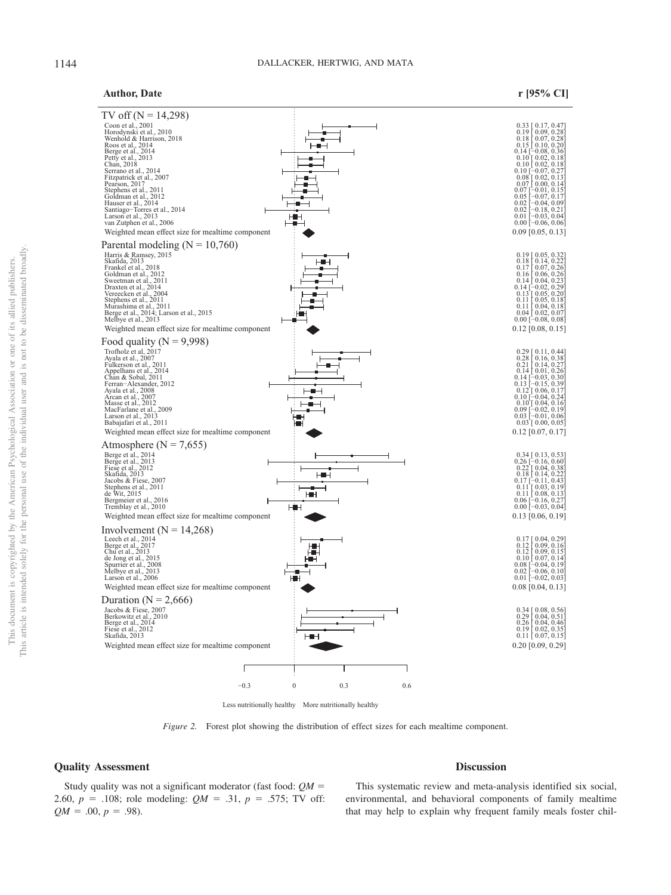| Author, Date | r [95% CI] |
|---|---|
| **TV off (N = 14,298)** | |
| Coon et al., 2001 | 0.33 [ 0.17, 0.47] |
| Horodynski et al., 2010 | 0.19 [ 0.09, 0.28] |
| Wenhold & Harrison, 2018 | 0.18 [ 0.07, 0.28] |
| Roos et al., 2014 | 0.15 [ 0.10, 0.20] |
| Berge et al., 2014 | 0.14 [−0.08, 0.36] |
| Petty et al., 2013 | 0.10 [ 0.02, 0.18] |
| Chan, 2018 | 0.10 [ 0.02, 0.18] |
| Serrano et al., 2014 | 0.10 [−0.07, 0.27] |
| Fitzpatrick et al., 2007 | 0.08 [ 0.02, 0.13] |
| Pearson, 2017 | 0.07 [ 0.00, 0.14] |
| Stephens et al., 2011 | 0.07 [−0.01, 0.15] |
| Goldman et al., 2012 | 0.05 [−0.07, 0.17] |
| Hauser et al., 2014 | 0.02 [−0.04, 0.09] |
| Santiago−Torres et al., 2014 | 0.02 [−0.18, 0.21] |
| Larson et al., 2013 | 0.01 [−0.03, 0.04] |
| van Zutphen et al., 2006 | 0.00 [−0.06, 0.06] |
| Weighted mean effect size for mealtime component | 0.09 [0.05, 0.13] |
| **Parental modeling (N = 10,760)** | |
| Harris & Ramsey, 2015 | 0.19 [ 0.05, 0.32] |
| Skafida, 2013 | 0.18 [ 0.14, 0.22] |
| Frankel et al., 2018 | 0.17 [ 0.07, 0.26] |
| Goldman et al., 2012 | 0.16 [ 0.06, 0.26] |
| Sweetman et al., 2011 | 0.14 [ 0.04, 0.23] |
| Draxten et al., 2014 | 0.14 [−0.02, 0.29] |
| Vereecken et al., 2004 | 0.13 [ 0.05, 0.20] |
| Stephens et al., 2011 | 0.11 [ 0.05, 0.18] |
| Murashima et al., 2011 | 0.11 [ 0.04, 0.18] |
| Berge et al., 2014; Larson et al., 2015 | 0.04 [ 0.02, 0.07] |
| Melbye et al., 2013 | 0.00 [−0.08, 0.08] |
| Weighted mean effect size for mealtime component | 0.12 [0.08, 0.15] |
| **Food quality (N = 9,998)** | |
| Trofholz et al, 2017 | 0.29 [ 0.11, 0.44] |
| Ayala et al., 2007 | 0.28 [ 0.16, 0.38] |
| Fulkerson et al., 2011 | 0.21 [ 0.14, 0.27] |
| Appelhans et al., 2014 | 0.14 [ 0.01, 0.26] |
| Chan & Sobal, 2011 | 0.14 [−0.03, 0.30] |
| Ferran−Alexander, 2012 | 0.13 [−0.15, 0.39] |
| Ayala et al., 2008 | 0.12 [ 0.06, 0.17] |
| Arcan et al., 2007 | 0.10 [−0.04, 0.24] |
| Masse et al., 2012 | 0.10 [ 0.04, 0.16] |
| MacFarlane et al., 2009 | 0.09 [−0.02, 0.19] |
| Larson et al., 2013 | 0.03 [−0.01, 0.06] |
| Babajafari et al., 2011 | 0.03 [ 0.00, 0.05] |
| Weighted mean effect size for mealtime component | 0.12 [0.07, 0.17] |
| **Atmosphere (N = 7,655)** | |
| Berge et al., 2014 | 0.34 [ 0.13, 0.53] |
| Berge et al., 2013 | 0.26 [−0.16, 0.60] |
| Fiese et al., 2012 | 0.22 [ 0.04, 0.38] |
| Skafida, 2013 | 0.18 [ 0.14, 0.22] |
| Jacobs & Fiese, 2007 | 0.17 [−0.11, 0.43] |
| Stephens et al., 2011 | 0.11 [ 0.03, 0.19] |
| de Wit, 2015 | 0.11 [ 0.08, 0.13] |
| Bergmeier et al., 2016 | 0.06 [−0.16, 0.27] |
| Tremblay et al., 2010 | 0.00 [−0.03, 0.04] |
| Weighted mean effect size for mealtime component | 0.13 [0.06, 0.19] |
| **Involvement (N = 14,268)** | |
| Leech et al., 2014 | 0.17 [ 0.04, 0.29] |
| Berge et al., 2017 | 0.12 [ 0.09, 0.16] |
| Chu et al., 2013 | 0.12 [ 0.09, 0.15] |
| de Jong et al., 2015 | 0.10 [ 0.07, 0.14] |
| Spurrier et al., 2008 | 0.08 [−0.04, 0.19] |
| Melbye et al., 2013 | 0.02 [−0.06, 0.10] |
| Larson et al., 2006 | 0.01 [−0.02, 0.03] |
| Weighted mean effect size for mealtime component | 0.08 [0.04, 0.13] |
| **Duration (N = 2,666)** | |
| Jacobs & Fiese, 2007 | 0.34 [ 0.08, 0.56] |
| Berkowitz et al., 2010 | 0.29 [ 0.04, 0.51] |
| Berge et al., 2014 | 0.26 [ 0.04, 0.46] |
| Fiese et al., 2012 | 0.19 [ 0.02, 0.35] |
| Skafida, 2013 | 0.11 [ 0.07, 0.15] |
| Weighted mean effect size for mealtime component | 0.20 [0.09, 0.29] |

−0.3 0 0.3 0.6

Less nutritionally healthy More nutritionally healthy

*Figure 2.* Forest plot showing the distribution of effect sizes for each mealtime component.

### Quality Assessment

Study quality was not a significant moderator (fast food: $QM = 2.60$, $p = .108$; role modeling: $QM = .31$, $p = .575$; TV off: $QM = .00$, $p = .98$).

## Discussion

This systematic review and meta-analysis identified six social, environmental, and behavioral components of family mealtime that may help to explain why frequent family meals foster chil-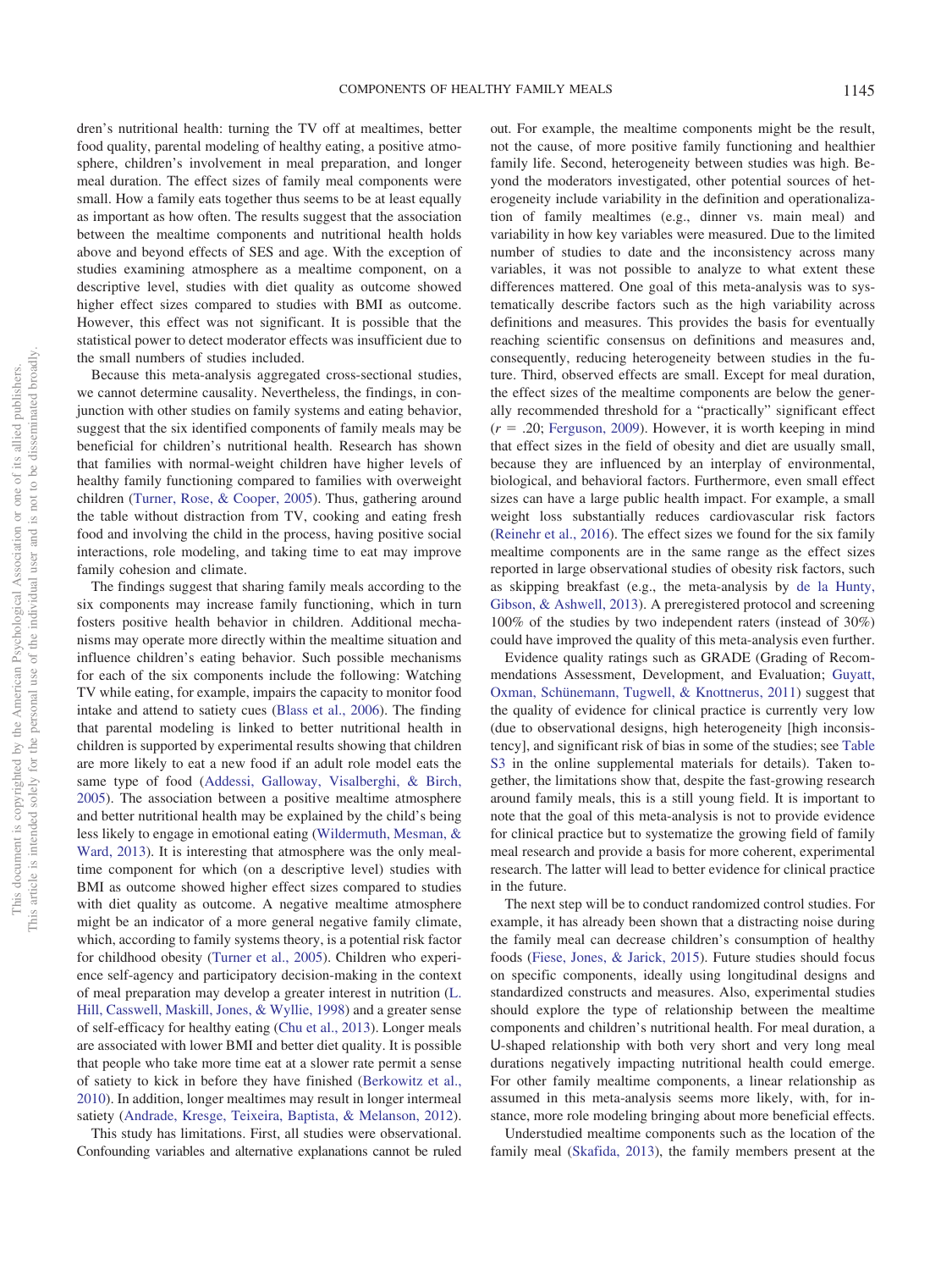dren's nutritional health: turning the TV off at mealtimes, better food quality, parental modeling of healthy eating, a positive atmosphere, children's involvement in meal preparation, and longer meal duration. The effect sizes of family meal components were small. How a family eats together thus seems to be at least equally as important as how often. The results suggest that the association between the mealtime components and nutritional health holds above and beyond effects of SES and age. With the exception of studies examining atmosphere as a mealtime component, on a descriptive level, studies with diet quality as outcome showed higher effect sizes compared to studies with BMI as outcome. However, this effect was not significant. It is possible that the statistical power to detect moderator effects was insufficient due to the small numbers of studies included.

Because this meta-analysis aggregated cross-sectional studies, we cannot determine causality. Nevertheless, the findings, in conjunction with other studies on family systems and eating behavior, suggest that the six identified components of family meals may be beneficial for children's nutritional health. Research has shown that families with normal-weight children have higher levels of healthy family functioning compared to families with overweight children (Turner, Rose, & Cooper, 2005). Thus, gathering around the table without distraction from TV, cooking and eating fresh food and involving the child in the process, having positive social interactions, role modeling, and taking time to eat may improve family cohesion and climate.

The findings suggest that sharing family meals according to the six components may increase family functioning, which in turn fosters positive health behavior in children. Additional mechanisms may operate more directly within the mealtime situation and influence children's eating behavior. Such possible mechanisms for each of the six components include the following: Watching TV while eating, for example, impairs the capacity to monitor food intake and attend to satiety cues (Blass et al., 2006). The finding that parental modeling is linked to better nutritional health in children is supported by experimental results showing that children are more likely to eat a new food if an adult role model eats the same type of food (Addessi, Galloway, Visalberghi, & Birch, 2005). The association between a positive mealtime atmosphere and better nutritional health may be explained by the child's being less likely to engage in emotional eating (Wildermuth, Mesman, & Ward, 2013). It is interesting that atmosphere was the only mealtime component for which (on a descriptive level) studies with BMI as outcome showed higher effect sizes compared to studies with diet quality as outcome. A negative mealtime atmosphere might be an indicator of a more general negative family climate, which, according to family systems theory, is a potential risk factor for childhood obesity (Turner et al., 2005). Children who experience self-agency and participatory decision-making in the context of meal preparation may develop a greater interest in nutrition (L. Hill, Casswell, Maskill, Jones, & Wyllie, 1998) and a greater sense of self-efficacy for healthy eating (Chu et al., 2013). Longer meals are associated with lower BMI and better diet quality. It is possible that people who take more time eat at a slower rate permit a sense of satiety to kick in before they have finished (Berkowitz et al., 2010). In addition, longer mealtimes may result in longer intermeal satiety (Andrade, Kresge, Teixeira, Baptista, & Melanson, 2012).

This study has limitations. First, all studies were observational. Confounding variables and alternative explanations cannot be ruled out. For example, the mealtime components might be the result, not the cause, of more positive family functioning and healthier family life. Second, heterogeneity between studies was high. Beyond the moderators investigated, other potential sources of heterogeneity include variability in the definition and operationalization of family mealtimes (e.g., dinner vs. main meal) and variability in how key variables were measured. Due to the limited number of studies to date and the inconsistency across many variables, it was not possible to analyze to what extent these differences mattered. One goal of this meta-analysis was to systematically describe factors such as the high variability across definitions and measures. This provides the basis for eventually reaching scientific consensus on definitions and measures and, consequently, reducing heterogeneity between studies in the future. Third, observed effects are small. Except for meal duration, the effect sizes of the mealtime components are below the generally recommended threshold for a "practically" significant effect ($r = .20$; Ferguson, 2009). However, it is worth keeping in mind that effect sizes in the field of obesity and diet are usually small, because they are influenced by an interplay of environmental, biological, and behavioral factors. Furthermore, even small effect sizes can have a large public health impact. For example, a small weight loss substantially reduces cardiovascular risk factors (Reinehr et al., 2016). The effect sizes we found for the six family mealtime components are in the same range as the effect sizes reported in large observational studies of obesity risk factors, such as skipping breakfast (e.g., the meta-analysis by de la Hunty, Gibson, & Ashwell, 2013). A preregistered protocol and screening 100% of the studies by two independent raters (instead of 30%) could have improved the quality of this meta-analysis even further.

Evidence quality ratings such as GRADE (Grading of Recommendations Assessment, Development, and Evaluation; Guyatt, Oxman, Schünemann, Tugwell, & Knottnerus, 2011) suggest that the quality of evidence for clinical practice is currently very low (due to observational designs, high heterogeneity [high inconsistency], and significant risk of bias in some of the studies; see Table S3 in the online supplemental materials for details). Taken together, the limitations show that, despite the fast-growing research around family meals, this is a still young field. It is important to note that the goal of this meta-analysis is not to provide evidence for clinical practice but to systematize the growing field of family meal research and provide a basis for more coherent, experimental research. The latter will lead to better evidence for clinical practice in the future.

The next step will be to conduct randomized control studies. For example, it has already been shown that a distracting noise during the family meal can decrease children's consumption of healthy foods (Fiese, Jones, & Jarick, 2015). Future studies should focus on specific components, ideally using longitudinal designs and standardized constructs and measures. Also, experimental studies should explore the type of relationship between the mealtime components and children's nutritional health. For meal duration, a U-shaped relationship with both very short and very long meal durations negatively impacting nutritional health could emerge. For other family mealtime components, a linear relationship as assumed in this meta-analysis seems more likely, with, for instance, more role modeling bringing about more beneficial effects.

Understudied mealtime components such as the location of the family meal (Skafida, 2013), the family members present at the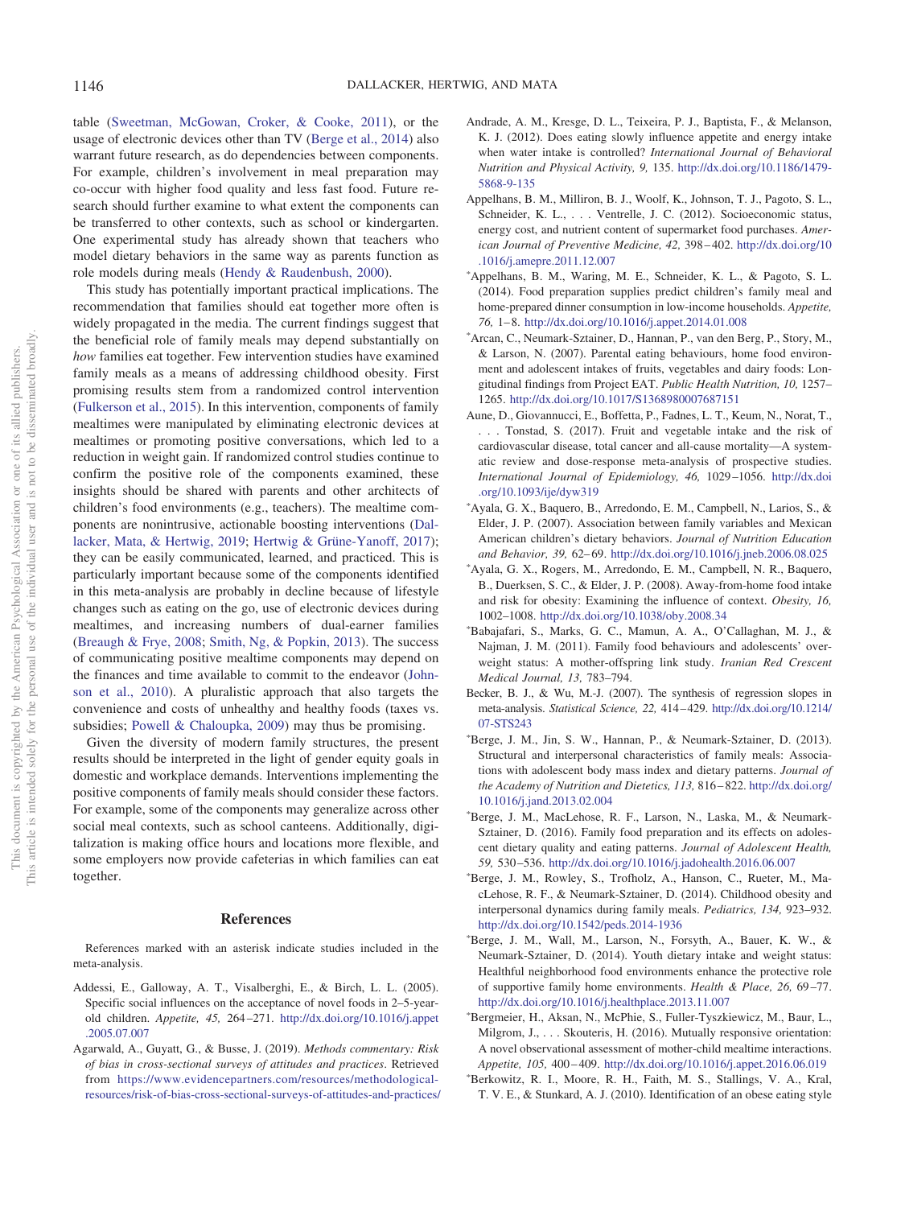table (Sweetman, McGowan, Croker, & Cooke, 2011), or the usage of electronic devices other than TV (Berge et al., 2014) also warrant future research, as do dependencies between components. For example, children's involvement in meal preparation may co-occur with higher food quality and less fast food. Future research should further examine to what extent the components can be transferred to other contexts, such as school or kindergarten. One experimental study has already shown that teachers who model dietary behaviors in the same way as parents function as role models during meals (Hendy & Raudenbush, 2000).

This study has potentially important practical implications. The recommendation that families should eat together more often is widely propagated in the media. The current findings suggest that the beneficial role of family meals may depend substantially on *how* families eat together. Few intervention studies have examined family meals as a means of addressing childhood obesity. First promising results stem from a randomized control intervention (Fulkerson et al., 2015). In this intervention, components of family mealtimes were manipulated by eliminating electronic devices at mealtimes or promoting positive conversations, which led to a reduction in weight gain. If randomized control studies continue to confirm the positive role of the components examined, these insights should be shared with parents and other architects of children's food environments (e.g., teachers). The mealtime components are nonintrusive, actionable boosting interventions (Dallacker, Mata, & Hertwig, 2019; Hertwig & Grüne-Yanoff, 2017); they can be easily communicated, learned, and practiced. This is particularly important because some of the components identified in this meta-analysis are probably in decline because of lifestyle changes such as eating on the go, use of electronic devices during mealtimes, and increasing numbers of dual-earner families (Breaugh & Frye, 2008; Smith, Ng, & Popkin, 2013). The success of communicating positive mealtime components may depend on the finances and time available to commit to the endeavor (Johnson et al., 2010). A pluralistic approach that also targets the convenience and costs of unhealthy and healthy foods (taxes vs. subsidies; Powell & Chaloupka, 2009) may thus be promising.

Given the diversity of modern family structures, the present results should be interpreted in the light of gender equity goals in domestic and workplace demands. Interventions implementing the positive components of family meals should consider these factors. For example, some of the components may generalize across other social meal contexts, such as school canteens. Additionally, digitalization is making office hours and locations more flexible, and some employers now provide cafeterias in which families can eat together.

## References

References marked with an asterisk indicate studies included in the meta-analysis.

Addessi, E., Galloway, A. T., Visalberghi, E., & Birch, L. L. (2005). Specific social influences on the acceptance of novel foods in 2–5-year-old children. *Appetite, 45,* 264–271. http://dx.doi.org/10.1016/j.appet.2005.07.007

Agarwald, A., Guyatt, G., & Busse, J. (2019). *Methods commentary: Risk of bias in cross-sectional surveys of attitudes and practices*. Retrieved from https://www.evidencepartners.com/resources/methodological-resources/risk-of-bias-cross-sectional-surveys-of-attitudes-and-practices/

Andrade, A. M., Kresge, D. L., Teixeira, P. J., Baptista, F., & Melanson, K. J. (2012). Does eating slowly influence appetite and energy intake when water intake is controlled? *International Journal of Behavioral Nutrition and Physical Activity, 9,* 135. http://dx.doi.org/10.1186/1479-5868-9-135

Appelhans, B. M., Milliron, B. J., Woolf, K., Johnson, T. J., Pagoto, S. L., Schneider, K. L., . . . Ventrelle, J. C. (2012). Socioeconomic status, energy cost, and nutrient content of supermarket food purchases. *American Journal of Preventive Medicine, 42,* 398–402. http://dx.doi.org/10.1016/j.amepre.2011.12.007

*Appelhans, B. M., Waring, M. E., Schneider, K. L., & Pagoto, S. L. (2014). Food preparation supplies predict children's family meal and home-prepared dinner consumption in low-income households. *Appetite, 76,* 1–8. http://dx.doi.org/10.1016/j.appet.2014.01.008

*Arcan, C., Neumark-Sztainer, D., Hannan, P., van den Berg, P., Story, M., & Larson, N. (2007). Parental eating behaviours, home food environment and adolescent intakes of fruits, vegetables and dairy foods: Longitudinal findings from Project EAT. *Public Health Nutrition, 10,* 1257–1265. http://dx.doi.org/10.1017/S1368980007687151

Aune, D., Giovannucci, E., Boffetta, P., Fadnes, L. T., Keum, N., Norat, T., . . . Tonstad, S. (2017). Fruit and vegetable intake and the risk of cardiovascular disease, total cancer and all-cause mortality—A systematic review and dose-response meta-analysis of prospective studies. *International Journal of Epidemiology, 46,* 1029–1056. http://dx.doi.org/10.1093/ije/dyw319

*Ayala, G. X., Baquero, B., Arredondo, E. M., Campbell, N., Larios, S., & Elder, J. P. (2007). Association between family variables and Mexican American children's dietary behaviors. *Journal of Nutrition Education and Behavior, 39,* 62–69. http://dx.doi.org/10.1016/j.jneb.2006.08.025

*Ayala, G. X., Rogers, M., Arredondo, E. M., Campbell, N. R., Baquero, B., Duerksen, S. C., & Elder, J. P. (2008). Away-from-home food intake and risk for obesity: Examining the influence of context. *Obesity, 16,* 1002–1008. http://dx.doi.org/10.1038/oby.2008.34

*Babajafari, S., Marks, G. C., Mamun, A. A., O'Callaghan, M. J., & Najman, J. M. (2011). Family food behaviours and adolescents' overweight status: A mother-offspring link study. *Iranian Red Crescent Medical Journal, 13,* 783–794.

Becker, B. J., & Wu, M.-J. (2007). The synthesis of regression slopes in meta-analysis. *Statistical Science, 22,* 414–429. http://dx.doi.org/10.1214/07-STS243

*Berge, J. M., Jin, S. W., Hannan, P., & Neumark-Sztainer, D. (2013). Structural and interpersonal characteristics of family meals: Associations with adolescent body mass index and dietary patterns. *Journal of the Academy of Nutrition and Dietetics, 113,* 816–822. http://dx.doi.org/10.1016/j.jand.2013.02.004

*Berge, J. M., MacLehose, R. F., Larson, N., Laska, M., & Neumark-Sztainer, D. (2016). Family food preparation and its effects on adolescent dietary quality and eating patterns. *Journal of Adolescent Health, 59,* 530–536. http://dx.doi.org/10.1016/j.jadohealth.2016.06.007

*Berge, J. M., Rowley, S., Trofholz, A., Hanson, C., Rueter, M., MacLehose, R. F., & Neumark-Sztainer, D. (2014). Childhood obesity and interpersonal dynamics during family meals. *Pediatrics, 134,* 923–932. http://dx.doi.org/10.1542/peds.2014-1936

*Berge, J. M., Wall, M., Larson, N., Forsyth, A., Bauer, K. W., & Neumark-Sztainer, D. (2014). Youth dietary intake and weight status: Healthful neighborhood food environments enhance the protective role of supportive family home environments. *Health & Place, 26,* 69–77. http://dx.doi.org/10.1016/j.healthplace.2013.11.007

*Bergmeier, H., Aksan, N., McPhie, S., Fuller-Tyszkiewicz, M., Baur, L., Milgrom, J., . . . Skouteris, H. (2016). Mutually responsive orientation: A novel observational assessment of mother-child mealtime interactions. *Appetite, 105,* 400–409. http://dx.doi.org/10.1016/j.appet.2016.06.019

*Berkowitz, R. I., Moore, R. H., Faith, M. S., Stallings, V. A., Kral, T. V. E., & Stunkard, A. J. (2010). Identification of an obese eating style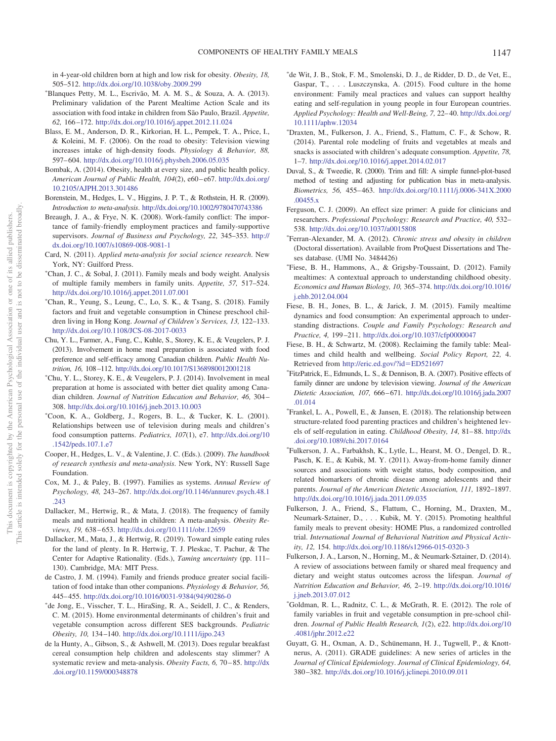in 4-year-old children born at high and low risk for obesity. *Obesity, 18,* 505–512. http://dx.doi.org/10.1038/oby.2009.299

*Blanques Petty, M. L., Escrivão, M. A. M. S., & Souza, A. A. (2013). Preliminary validation of the Parent Mealtime Action Scale and its association with food intake in children from São Paulo, Brazil. *Appetite, 62,* 166–172. http://dx.doi.org/10.1016/j.appet.2012.11.024

Blass, E. M., Anderson, D. R., Kirkorian, H. L., Pempek, T. A., Price, I., & Koleini, M. F. (2006). On the road to obesity: Television viewing increases intake of high-density foods. *Physiology & Behavior, 88,* 597–604. http://dx.doi.org/10.1016/j.physbeh.2006.05.035

Bombak, A. (2014). Obesity, health at every size, and public health policy. *American Journal of Public Health, 104*(2), e60–e67. http://dx.doi.org/10.2105/AJPH.2013.301486

Borenstein, M., Hedges, L. V., Higgins, J. P. T., & Rothstein, H. R. (2009). *Introduction to meta-analysis*. http://dx.doi.org/10.1002/9780470743386

Breaugh, J. A., & Frye, N. K. (2008). Work-family conflict: The importance of family-friendly employment practices and family-supportive supervisors. *Journal of Business and Psychology, 22,* 345–353. http://dx.doi.org/10.1007/s10869-008-9081-1

Card, N. (2011). *Applied meta-analysis for social science research*. New York, NY: Guilford Press.

*Chan, J. C., & Sobal, J. (2011). Family meals and body weight. Analysis of multiple family members in family units. *Appetite, 57,* 517–524. http://dx.doi.org/10.1016/j.appet.2011.07.001

*Chan, R., Yeung, S., Leung, C., Lo, S. K., & Tsang, S. (2018). Family factors and fruit and vegetable consumption in Chinese preschool children living in Hong Kong. *Journal of Children's Services, 13,* 122–133. http://dx.doi.org/10.1108/JCS-08-2017-0033

Chu, Y. L., Farmer, A., Fung, C., Kuhle, S., Storey, K. E., & Veugelers, P. J. (2013). Involvement in home meal preparation is associated with food preference and self-efficacy among Canadian children. *Public Health Nutrition, 16,* 108–112. http://dx.doi.org/10.1017/S1368980012001218

*Chu, Y. L., Storey, K. E., & Veugelers, P. J. (2014). Involvement in meal preparation at home is associated with better diet quality among Canadian children. *Journal of Nutrition Education and Behavior, 46,* 304–308. http://dx.doi.org/10.1016/j.jneb.2013.10.003

*Coon, K. A., Goldberg, J., Rogers, B. L., & Tucker, K. L. (2001). Relationships between use of television during meals and children's food consumption patterns. *Pediatrics, 107*(1), e7. http://dx.doi.org/10.1542/peds.107.1.e7

Cooper, H., Hedges, L. V., & Valentine, J. C. (Eds.). (2009). *The handbook of research synthesis and meta-analysis*. New York, NY: Russell Sage Foundation.

Cox, M. J., & Paley, B. (1997). Families as systems. *Annual Review of Psychology, 48,* 243–267. http://dx.doi.org/10.1146/annurev.psych.48.1.243

Dallacker, M., Hertwig, R., & Mata, J. (2018). The frequency of family meals and nutritional health in children: A meta-analysis. *Obesity Reviews, 19,* 638–653. http://dx.doi.org/10.1111/obr.12659

Dallacker, M., Mata, J., & Hertwig, R. (2019). Toward simple eating rules for the land of plenty. In R. Hertwig, T. J. Pleskac, T. Pachur, & The Center for Adaptive Rationality. (Eds.), *Taming uncertainty* (pp. 111–130). Cambridge, MA: MIT Press.

de Castro, J. M. (1994). Family and friends produce greater social facilitation of food intake than other companions. *Physiology & Behavior, 56,* 445–455. http://dx.doi.org/10.1016/0031-9384(94)90286-0

*de Jong, E., Visscher, T. L., HiraSing, R. A., Seidell, J. C., & Renders, C. M. (2015). Home environmental determinants of children's fruit and vegetable consumption across different SES backgrounds. *Pediatric Obesity, 10,* 134–140. http://dx.doi.org/10.1111/ijpo.243

de la Hunty, A., Gibson, S., & Ashwell, M. (2013). Does regular breakfast cereal consumption help children and adolescents stay slimmer? A systematic review and meta-analysis. *Obesity Facts, 6,* 70–85. http://dx.doi.org/10.1159/000348878

*de Wit, J. B., Stok, F. M., Smolenski, D. J., de Ridder, D. D., de Vet, E., Gaspar, T., . . . Luszczynska, A. (2015). Food culture in the home environment: Family meal practices and values can support healthy eating and self-regulation in young people in four European countries. *Applied Psychology: Health and Well-Being, 7,* 22–40. http://dx.doi.org/10.1111/aphw.12034

*Draxten, M., Fulkerson, J. A., Friend, S., Flattum, C. F., & Schow, R. (2014). Parental role modeling of fruits and vegetables at meals and snacks is associated with children's adequate consumption. *Appetite, 78,* 1–7. http://dx.doi.org/10.1016/j.appet.2014.02.017

Duval, S., & Tweedie, R. (2000). Trim and fill: A simple funnel-plot-based method of testing and adjusting for publication bias in meta-analysis. *Biometrics, 56,* 455–463. http://dx.doi.org/10.1111/j.0006-341X.2000.00455.x

Ferguson, C. J. (2009). An effect size primer: A guide for clinicians and researchers. *Professional Psychology: Research and Practice, 40,* 532–538. http://dx.doi.org/10.1037/a0015808

*Ferran-Alexander, M. A. (2012). *Chronic stress and obesity in children* (Doctoral dissertation). Available from ProQuest Dissertations and Theses database. (UMI No. 3484426)

*Fiese, B. H., Hammons, A., & Grigsby-Toussaint, D. (2012). Family mealtimes: A contextual approach to understanding childhood obesity. *Economics and Human Biology, 10,* 365–374. http://dx.doi.org/10.1016/j.ehb.2012.04.004

Fiese, B. H., Jones, B. L., & Jarick, J. M. (2015). Family mealtime dynamics and food consumption: An experimental approach to understanding distractions. *Couple and Family Psychology: Research and Practice, 4,* 199–211. http://dx.doi.org/10.1037/cfp0000047

Fiese, B. H., & Schwartz, M. (2008). Reclaiming the family table: Mealtimes and child health and wellbeing. *Social Policy Report, 22,* 4. Retrieved from http://eric.ed.gov/?id=ED521697

*FitzPatrick, E., Edmunds, L. S., & Dennison, B. A. (2007). Positive effects of family dinner are undone by television viewing. *Journal of the American Dietetic Association, 107,* 666–671. http://dx.doi.org/10.1016/j.jada.2007.01.014

*Frankel, L. A., Powell, E., & Jansen, E. (2018). The relationship between structure-related food parenting practices and children's heightened levels of self-regulation in eating. *Childhood Obesity, 14,* 81–88. http://dx.doi.org/10.1089/chi.2017.0164

*Fulkerson, J. A., Farbakhsh, K., Lytle, L., Hearst, M. O., Dengel, D. R., Pasch, K. E., & Kubik, M. Y. (2011). Away-from-home family dinner sources and associations with weight status, body composition, and related biomarkers of chronic disease among adolescents and their parents. *Journal of the American Dietetic Association, 111,* 1892–1897. http://dx.doi.org/10.1016/j.jada.2011.09.035

Fulkerson, J. A., Friend, S., Flattum, C., Horning, M., Draxten, M., Neumark-Sztainer, D., . . . Kubik, M. Y. (2015). Promoting healthful family meals to prevent obesity: HOME Plus, a randomized controlled trial. *International Journal of Behavioral Nutrition and Physical Activity, 12,* 154. http://dx.doi.org/10.1186/s12966-015-0320-3

Fulkerson, J. A., Larson, N., Horning, M., & Neumark-Sztainer, D. (2014). A review of associations between family or shared meal frequency and dietary and weight status outcomes across the lifespan. *Journal of Nutrition Education and Behavior, 46,* 2–19. http://dx.doi.org/10.1016/j.jneb.2013.07.012

*Goldman, R. L., Radnitz, C. L., & McGrath, R. E. (2012). The role of family variables in fruit and vegetable consumption in pre-school children. *Journal of Public Health Research, 1*(2), e22. http://dx.doi.org/10.4081/jphr.2012.e22

Guyatt, G. H., Oxman, A. D., Schünemann, H. J., Tugwell, P., & Knottnerus, A. (2011). GRADE guidelines: A new series of articles in the *Journal of Clinical Epidemiology*. *Journal of Clinical Epidemiology, 64,* 380–382. http://dx.doi.org/10.1016/j.jclinepi.2010.09.011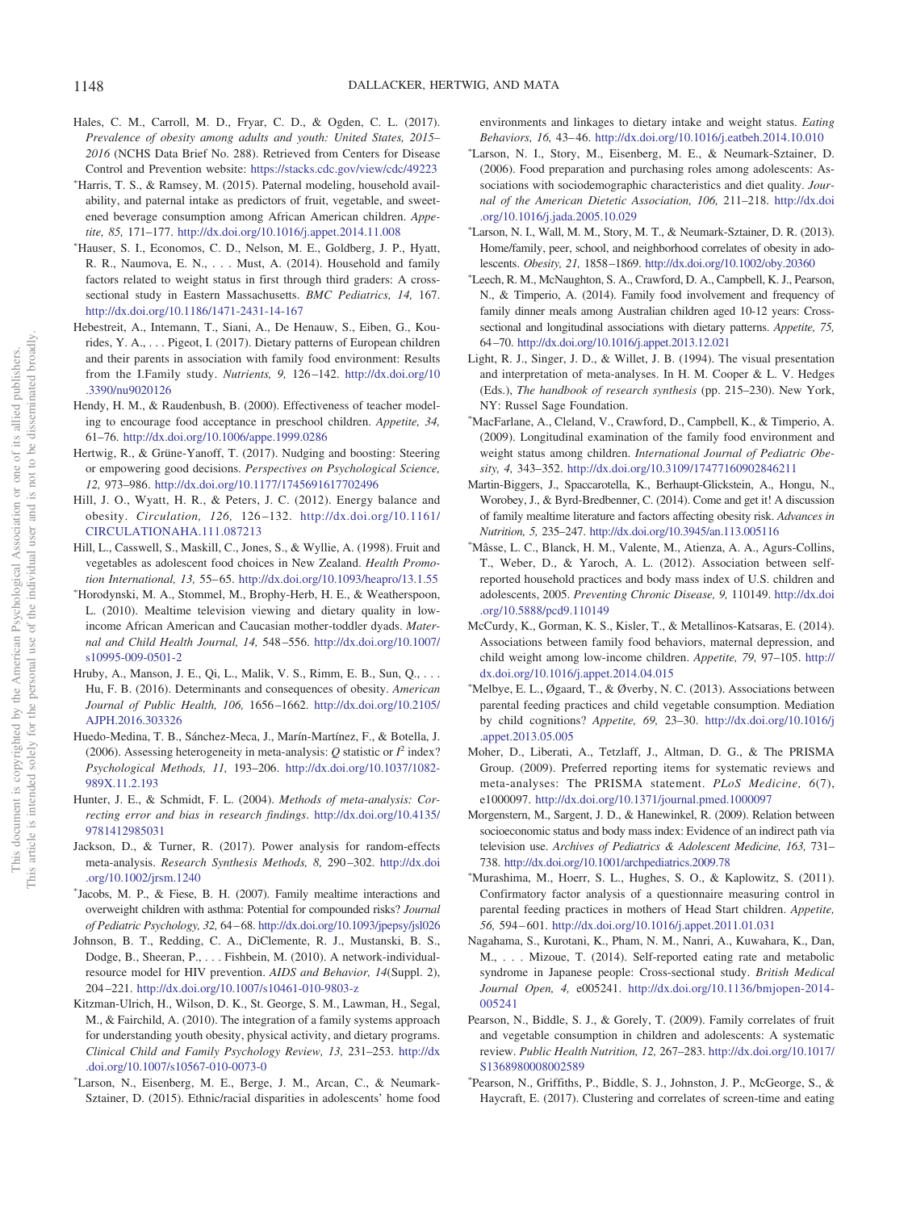Hales, C. M., Carroll, M. D., Fryar, C. D., & Ogden, C. L. (2017). *Prevalence of obesity among adults and youth: United States, 2015–2016* (NCHS Data Brief No. 288). Retrieved from Centers for Disease Control and Prevention website: https://stacks.cdc.gov/view/cdc/49223

*Harris, T. S., & Ramsey, M. (2015). Paternal modeling, household availability, and paternal intake as predictors of fruit, vegetable, and sweetened beverage consumption among African American children. *Appetite, 85,* 171–177. http://dx.doi.org/10.1016/j.appet.2014.11.008

*Hauser, S. I., Economos, C. D., Nelson, M. E., Goldberg, J. P., Hyatt, R. R., Naumova, E. N., . . . Must, A. (2014). Household and family factors related to weight status in first through third graders: A cross-sectional study in Eastern Massachusetts. *BMC Pediatrics, 14,* 167. http://dx.doi.org/10.1186/1471-2431-14-167

Hebestreit, A., Intemann, T., Siani, A., De Henauw, S., Eiben, G., Kourides, Y. A., . . . Pigeot, I. (2017). Dietary patterns of European children and their parents in association with family food environment: Results from the I.Family study. *Nutrients, 9,* 126–142. http://dx.doi.org/10.3390/nu9020126

Hendy, H. M., & Raudenbush, B. (2000). Effectiveness of teacher modeling to encourage food acceptance in preschool children. *Appetite, 34,* 61–76. http://dx.doi.org/10.1006/appe.1999.0286

Hertwig, R., & Grüne-Yanoff, T. (2017). Nudging and boosting: Steering or empowering good decisions. *Perspectives on Psychological Science, 12,* 973–986. http://dx.doi.org/10.1177/1745691617702496

Hill, J. O., Wyatt, H. R., & Peters, J. C. (2012). Energy balance and obesity. *Circulation, 126,* 126–132. http://dx.doi.org/10.1161/CIRCULATIONAHA.111.087213

Hill, L., Casswell, S., Maskill, C., Jones, S., & Wyllie, A. (1998). Fruit and vegetables as adolescent food choices in New Zealand. *Health Promotion International, 13,* 55–65. http://dx.doi.org/10.1093/heapro/13.1.55

*Horodynski, M. A., Stommel, M., Brophy-Herb, H. E., & Weatherspoon, L. (2010). Mealtime television viewing and dietary quality in low-income African American and Caucasian mother-toddler dyads. *Maternal and Child Health Journal, 14,* 548–556. http://dx.doi.org/10.1007/s10995-009-0501-2

Hruby, A., Manson, J. E., Qi, L., Malik, V. S., Rimm, E. B., Sun, Q., . . . Hu, F. B. (2016). Determinants and consequences of obesity. *American Journal of Public Health, 106,* 1656–1662. http://dx.doi.org/10.2105/AJPH.2016.303326

Huedo-Medina, T. B., Sánchez-Meca, J., Marín-Martínez, F., & Botella, J. (2006). Assessing heterogeneity in meta-analysis: *Q* statistic or $I^2$ index? *Psychological Methods, 11,* 193–206. http://dx.doi.org/10.1037/1082-989X.11.2.193

Hunter, J. E., & Schmidt, F. L. (2004). *Methods of meta-analysis: Correcting error and bias in research findings*. http://dx.doi.org/10.4135/9781412985031

Jackson, D., & Turner, R. (2017). Power analysis for random-effects meta-analysis. *Research Synthesis Methods, 8,* 290–302. http://dx.doi.org/10.1002/jrsm.1240

*Jacobs, M. P., & Fiese, B. H. (2007). Family mealtime interactions and overweight children with asthma: Potential for compounded risks? *Journal of Pediatric Psychology, 32,* 64–68. http://dx.doi.org/10.1093/jpepsy/jsl026

Johnson, B. T., Redding, C. A., DiClemente, R. J., Mustanski, B. S., Dodge, B., Sheeran, P., . . . Fishbein, M. (2010). A network-individual-resource model for HIV prevention. *AIDS and Behavior, 14*(Suppl. 2), 204–221. http://dx.doi.org/10.1007/s10461-010-9803-z

Kitzman-Ulrich, H., Wilson, D. K., St. George, S. M., Lawman, H., Segal, M., & Fairchild, A. (2010). The integration of a family systems approach for understanding youth obesity, physical activity, and dietary programs. *Clinical Child and Family Psychology Review, 13,* 231–253. http://dx.doi.org/10.1007/s10567-010-0073-0

*Larson, N., Eisenberg, M. E., Berge, J. M., Arcan, C., & Neumark-Sztainer, D. (2015). Ethnic/racial disparities in adolescents' home food environments and linkages to dietary intake and weight status. *Eating Behaviors, 16,* 43–46. http://dx.doi.org/10.1016/j.eatbeh.2014.10.010

*Larson, N. I., Story, M., Eisenberg, M. E., & Neumark-Sztainer, D. (2006). Food preparation and purchasing roles among adolescents: Associations with sociodemographic characteristics and diet quality. *Journal of the American Dietetic Association, 106,* 211–218. http://dx.doi.org/10.1016/j.jada.2005.10.029

*Larson, N. I., Wall, M. M., Story, M. T., & Neumark-Sztainer, D. R. (2013). Home/family, peer, school, and neighborhood correlates of obesity in adolescents. *Obesity, 21,* 1858–1869. http://dx.doi.org/10.1002/oby.20360

*Leech, R. M., McNaughton, S. A., Crawford, D. A., Campbell, K. J., Pearson, N., & Timperio, A. (2014). Family food involvement and frequency of family dinner meals among Australian children aged 10-12 years: Cross-sectional and longitudinal associations with dietary patterns. *Appetite, 75,* 64–70. http://dx.doi.org/10.1016/j.appet.2013.12.021

Light, R. J., Singer, J. D., & Willet, J. B. (1994). The visual presentation and interpretation of meta-analyses. In H. M. Cooper & L. V. Hedges (Eds.), *The handbook of research synthesis* (pp. 215–230). New York, NY: Russel Sage Foundation.

*MacFarlane, A., Cleland, V., Crawford, D., Campbell, K., & Timperio, A. (2009). Longitudinal examination of the family food environment and weight status among children. *International Journal of Pediatric Obesity, 4,* 343–352. http://dx.doi.org/10.3109/17477160902846211

Martin-Biggers, J., Spaccarotella, K., Berhaupt-Glickstein, A., Hongu, N., Worobey, J., & Byrd-Bredbenner, C. (2014). Come and get it! A discussion of family mealtime literature and factors affecting obesity risk. *Advances in Nutrition, 5,* 235–247. http://dx.doi.org/10.3945/an.113.005116

*Mâsse, L. C., Blanck, H. M., Valente, M., Atienza, A. A., Agurs-Collins, T., Weber, D., & Yaroch, A. L. (2012). Association between self-reported household practices and body mass index of U.S. children and adolescents, 2005. *Preventing Chronic Disease, 9,* 110149. http://dx.doi.org/10.5888/pcd9.110149

McCurdy, K., Gorman, K. S., Kisler, T., & Metallinos-Katsaras, E. (2014). Associations between family food behaviors, maternal depression, and child weight among low-income children. *Appetite, 79,* 97–105. http://dx.doi.org/10.1016/j.appet.2014.04.015

*Melbye, E. L., Øgaard, T., & Øverby, N. C. (2013). Associations between parental feeding practices and child vegetable consumption. Mediation by child cognitions? *Appetite, 69,* 23–30. http://dx.doi.org/10.1016/j.appet.2013.05.005

Moher, D., Liberati, A., Tetzlaff, J., Altman, D. G., & The PRISMA Group. (2009). Preferred reporting items for systematic reviews and meta-analyses: The PRISMA statement. *PLoS Medicine, 6*(7), e1000097. http://dx.doi.org/10.1371/journal.pmed.1000097

Morgenstern, M., Sargent, J. D., & Hanewinkel, R. (2009). Relation between socioeconomic status and body mass index: Evidence of an indirect path via television use. *Archives of Pediatrics & Adolescent Medicine, 163,* 731–738. http://dx.doi.org/10.1001/archpediatrics.2009.78

*Murashima, M., Hoerr, S. L., Hughes, S. O., & Kaplowitz, S. (2011). Confirmatory factor analysis of a questionnaire measuring control in parental feeding practices in mothers of Head Start children. *Appetite, 56,* 594–601. http://dx.doi.org/10.1016/j.appet.2011.01.031

Nagahama, S., Kurotani, K., Pham, N. M., Nanri, A., Kuwahara, K., Dan, M., . . . Mizoue, T. (2014). Self-reported eating rate and metabolic syndrome in Japanese people: Cross-sectional study. *British Medical Journal Open, 4,* e005241. http://dx.doi.org/10.1136/bmjopen-2014-005241

Pearson, N., Biddle, S. J., & Gorely, T. (2009). Family correlates of fruit and vegetable consumption in children and adolescents: A systematic review. *Public Health Nutrition, 12,* 267–283. http://dx.doi.org/10.1017/S1368980008002589

*Pearson, N., Griffiths, P., Biddle, S. J., Johnston, J. P., McGeorge, S., & Haycraft, E. (2017). Clustering and correlates of screen-time and eating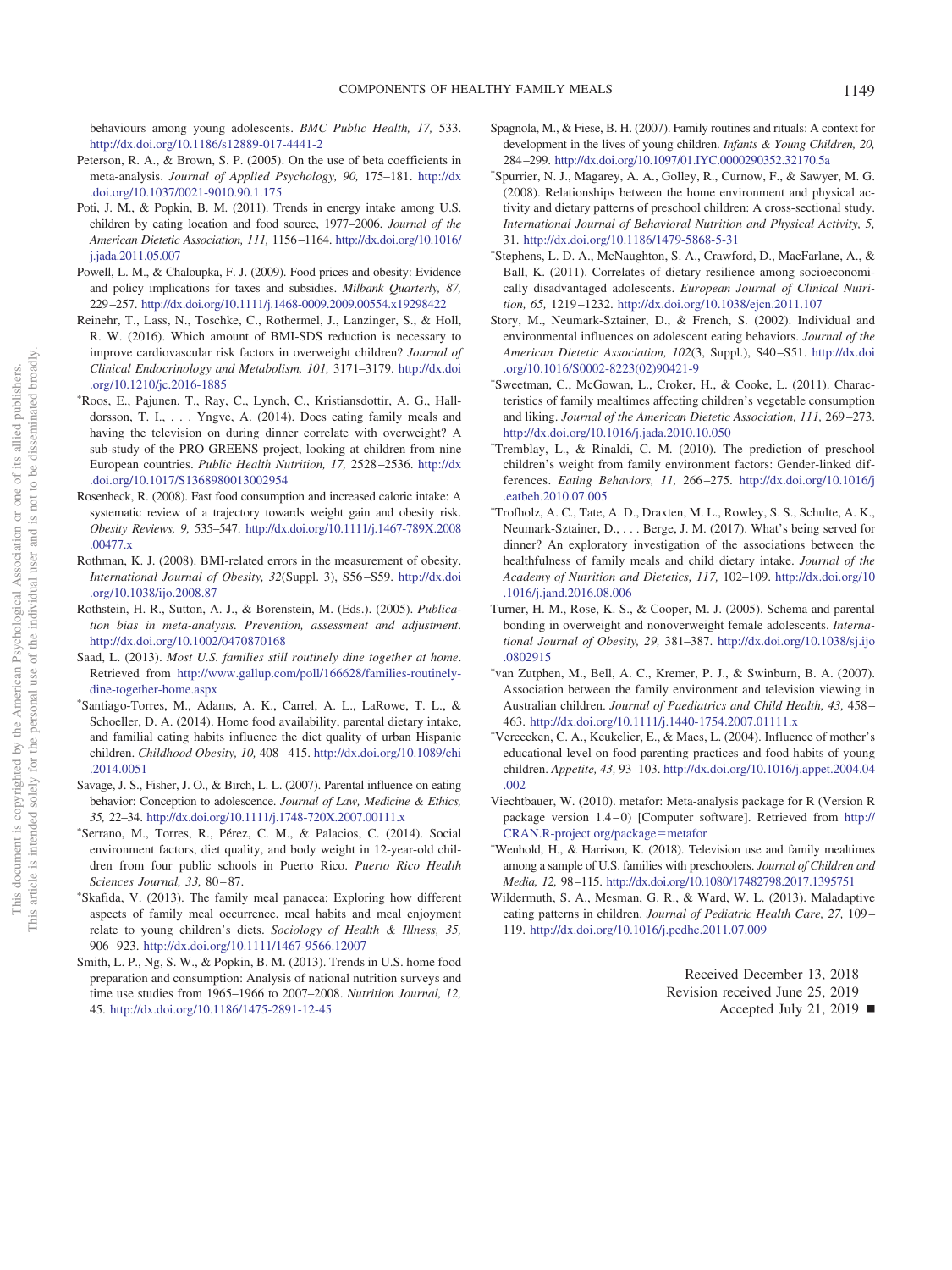behaviours among young adolescents. *BMC Public Health, 17,* 533. http://dx.doi.org/10.1186/s12889-017-4441-2

Peterson, R. A., & Brown, S. P. (2005). On the use of beta coefficients in meta-analysis. *Journal of Applied Psychology, 90,* 175–181. http://dx.doi.org/10.1037/0021-9010.90.1.175

Poti, J. M., & Popkin, B. M. (2011). Trends in energy intake among U.S. children by eating location and food source, 1977–2006. *Journal of the American Dietetic Association, 111,* 1156–1164. http://dx.doi.org/10.1016/j.jada.2011.05.007

Powell, L. M., & Chaloupka, F. J. (2009). Food prices and obesity: Evidence and policy implications for taxes and subsidies. *Milbank Quarterly, 87,* 229–257. http://dx.doi.org/10.1111/j.1468-0009.2009.00554.x19298422

Reinehr, T., Lass, N., Toschke, C., Rothermel, J., Lanzinger, S., & Holl, R. W. (2016). Which amount of BMI-SDS reduction is necessary to improve cardiovascular risk factors in overweight children? *Journal of Clinical Endocrinology and Metabolism, 101,* 3171–3179. http://dx.doi.org/10.1210/jc.2016-1885

*Roos, E., Pajunen, T., Ray, C., Lynch, C., Kristiansdottir, A. G., Halldorsson, T. I., . . . Yngve, A. (2014). Does eating family meals and having the television on during dinner correlate with overweight? A sub-study of the PRO GREENS project, looking at children from nine European countries. *Public Health Nutrition, 17,* 2528–2536. http://dx.doi.org/10.1017/S1368980013002954

Rosenheck, R. (2008). Fast food consumption and increased caloric intake: A systematic review of a trajectory towards weight gain and obesity risk. *Obesity Reviews, 9,* 535–547. http://dx.doi.org/10.1111/j.1467-789X.2008.00477.x

Rothman, K. J. (2008). BMI-related errors in the measurement of obesity. *International Journal of Obesity, 32*(Suppl. 3), S56–S59. http://dx.doi.org/10.1038/ijo.2008.87

Rothstein, H. R., Sutton, A. J., & Borenstein, M. (Eds.). (2005). *Publication bias in meta-analysis. Prevention, assessment and adjustment*. http://dx.doi.org/10.1002/0470870168

Saad, L. (2013). *Most U.S. families still routinely dine together at home*. Retrieved from http://www.gallup.com/poll/166628/families-routinely-dine-together-home.aspx

*Santiago-Torres, M., Adams, A. K., Carrel, A. L., LaRowe, T. L., & Schoeller, D. A. (2014). Home food availability, parental dietary intake, and familial eating habits influence the diet quality of urban Hispanic children. *Childhood Obesity, 10,* 408–415. http://dx.doi.org/10.1089/chi.2014.0051

Savage, J. S., Fisher, J. O., & Birch, L. L. (2007). Parental influence on eating behavior: Conception to adolescence. *Journal of Law, Medicine & Ethics, 35,* 22–34. http://dx.doi.org/10.1111/j.1748-720X.2007.00111.x

*Serrano, M., Torres, R., Pérez, C. M., & Palacios, C. (2014). Social environment factors, diet quality, and body weight in 12-year-old children from four public schools in Puerto Rico. *Puerto Rico Health Sciences Journal, 33,* 80–87.

*Skafida, V. (2013). The family meal panacea: Exploring how different aspects of family meal occurrence, meal habits and meal enjoyment relate to young children's diets. *Sociology of Health & Illness, 35,* 906–923. http://dx.doi.org/10.1111/1467-9566.12007

Smith, L. P., Ng, S. W., & Popkin, B. M. (2013). Trends in U.S. home food preparation and consumption: Analysis of national nutrition surveys and time use studies from 1965–1966 to 2007–2008. *Nutrition Journal, 12,* 45. http://dx.doi.org/10.1186/1475-2891-12-45

Spagnola, M., & Fiese, B. H. (2007). Family routines and rituals: A context for development in the lives of young children. *Infants & Young Children, 20,* 284–299. http://dx.doi.org/10.1097/01.IYC.0000290352.32170.5a

*Spurrier, N. J., Magarey, A. A., Golley, R., Curnow, F., & Sawyer, M. G. (2008). Relationships between the home environment and physical activity and dietary patterns of preschool children: A cross-sectional study. *International Journal of Behavioral Nutrition and Physical Activity, 5,* 31. http://dx.doi.org/10.1186/1479-5868-5-31

*Stephens, L. D. A., McNaughton, S. A., Crawford, D., MacFarlane, A., & Ball, K. (2011). Correlates of dietary resilience among socioeconomically disadvantaged adolescents. *European Journal of Clinical Nutrition, 65,* 1219–1232. http://dx.doi.org/10.1038/ejcn.2011.107

Story, M., Neumark-Sztainer, D., & French, S. (2002). Individual and environmental influences on adolescent eating behaviors. *Journal of the American Dietetic Association, 102*(3, Suppl.), S40–S51. http://dx.doi.org/10.1016/S0002-8223(02)90421-9

*Sweetman, C., McGowan, L., Croker, H., & Cooke, L. (2011). Characteristics of family mealtimes affecting children's vegetable consumption and liking. *Journal of the American Dietetic Association, 111,* 269–273. http://dx.doi.org/10.1016/j.jada.2010.10.050

*Tremblay, L., & Rinaldi, C. M. (2010). The prediction of preschool children's weight from family environment factors: Gender-linked differences. *Eating Behaviors, 11,* 266–275. http://dx.doi.org/10.1016/j.eatbeh.2010.07.005

*Trofholz, A. C., Tate, A. D., Draxten, M. L., Rowley, S. S., Schulte, A. K., Neumark-Sztainer, D., . . . Berge, J. M. (2017). What's being served for dinner? An exploratory investigation of the associations between the healthfulness of family meals and child dietary intake. *Journal of the Academy of Nutrition and Dietetics, 117,* 102–109. http://dx.doi.org/10.1016/j.jand.2016.08.006

Turner, H. M., Rose, K. S., & Cooper, M. J. (2005). Schema and parental bonding in overweight and nonoverweight female adolescents. *International Journal of Obesity, 29,* 381–387. http://dx.doi.org/10.1038/sj.ijo.0802915

*van Zutphen, M., Bell, A. C., Kremer, P. J., & Swinburn, B. A. (2007). Association between the family environment and television viewing in Australian children. *Journal of Paediatrics and Child Health, 43,* 458–463. http://dx.doi.org/10.1111/j.1440-1754.2007.01111.x

*Vereecken, C. A., Keukelier, E., & Maes, L. (2004). Influence of mother's educational level on food parenting practices and food habits of young children. *Appetite, 43,* 93–103. http://dx.doi.org/10.1016/j.appet.2004.04.002

Viechtbauer, W. (2010). metafor: Meta-analysis package for R (Version R package version 1.4–0) [Computer software]. Retrieved from http://CRAN.R-project.org/package=metafor

*Wenhold, H., & Harrison, K. (2018). Television use and family mealtimes among a sample of U.S. families with preschoolers. *Journal of Children and Media, 12,* 98–115. http://dx.doi.org/10.1080/17482798.2017.1395751

Wildermuth, S. A., Mesman, G. R., & Ward, W. L. (2013). Maladaptive eating patterns in children. *Journal of Pediatric Health Care, 27,* 109–119. http://dx.doi.org/10.1016/j.pedhc.2011.07.009

Received December 13, 2018
Revision received June 25, 2019
Accepted July 21, 2019 ■